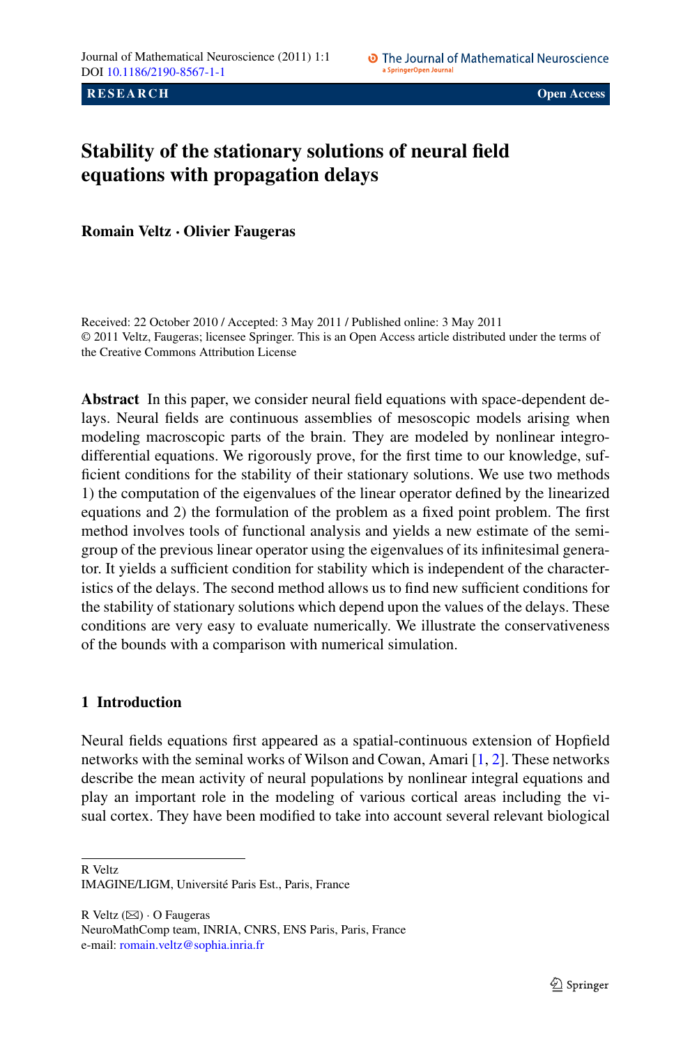RESEARCH

Open Access

# Stability of the stationary solutions of neural field equations with propagation delays

**Romain Veltz · Olivier Faugeras**

Received: 22 October 2010 / Accepted: 3 May 2011 / Published online: 3 May 2011
© 2011 Veltz, Faugeras; licensee Springer. This is an Open Access article distributed under the terms of the Creative Commons Attribution License

**Abstract** In this paper, we consider neural field equations with space-dependent delays. Neural fields are continuous assemblies of mesoscopic models arising when modeling macroscopic parts of the brain. They are modeled by nonlinear integro-differential equations. We rigorously prove, for the first time to our knowledge, sufficient conditions for the stability of their stationary solutions. We use two methods 1) the computation of the eigenvalues of the linear operator defined by the linearized equations and 2) the formulation of the problem as a fixed point problem. The first method involves tools of functional analysis and yields a new estimate of the semigroup of the previous linear operator using the eigenvalues of its infinitesimal generator. It yields a sufficient condition for stability which is independent of the characteristics of the delays. The second method allows us to find new sufficient conditions for the stability of stationary solutions which depend upon the values of the delays. These conditions are very easy to evaluate numerically. We illustrate the conservativeness of the bounds with a comparison with numerical simulation.

## 1 Introduction

Neural fields equations first appeared as a spatial-continuous extension of Hopfield networks with the seminal works of Wilson and Cowan, Amari [1, 2]. These networks describe the mean activity of neural populations by nonlinear integral equations and play an important role in the modeling of various cortical areas including the visual cortex. They have been modified to take into account several relevant biological

---

R Veltz
IMAGINE/LIGM, Université Paris Est., Paris, France

R Veltz (✉) · O Faugeras
NeuroMathComp team, INRIA, CNRS, ENS Paris, Paris, France
e-mail: romain.veltz@sophia.inria.fr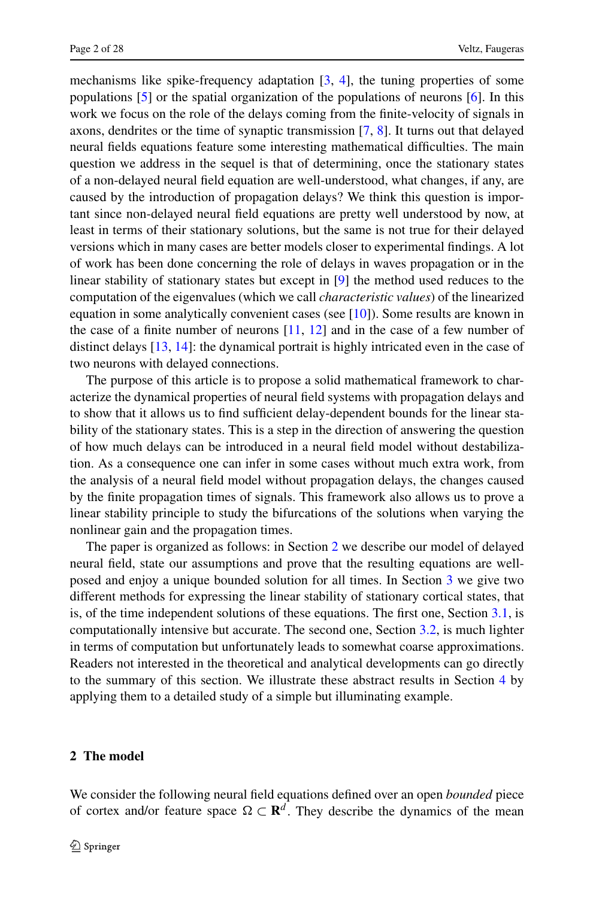mechanisms like spike-frequency adaptation [3, 4], the tuning properties of some populations [5] or the spatial organization of the populations of neurons [6]. In this work we focus on the role of the delays coming from the finite-velocity of signals in axons, dendrites or the time of synaptic transmission [7, 8]. It turns out that delayed neural fields equations feature some interesting mathematical difficulties. The main question we address in the sequel is that of determining, once the stationary states of a non-delayed neural field equation are well-understood, what changes, if any, are caused by the introduction of propagation delays? We think this question is important since non-delayed neural field equations are pretty well understood by now, at least in terms of their stationary solutions, but the same is not true for their delayed versions which in many cases are better models closer to experimental findings. A lot of work has been done concerning the role of delays in waves propagation or in the linear stability of stationary states but except in [9] the method used reduces to the computation of the eigenvalues (which we call *characteristic values*) of the linearized equation in some analytically convenient cases (see [10]). Some results are known in the case of a finite number of neurons [11, 12] and in the case of a few number of distinct delays [13, 14]: the dynamical portrait is highly intricated even in the case of two neurons with delayed connections.

The purpose of this article is to propose a solid mathematical framework to characterize the dynamical properties of neural field systems with propagation delays and to show that it allows us to find sufficient delay-dependent bounds for the linear stability of the stationary states. This is a step in the direction of answering the question of how much delays can be introduced in a neural field model without destabilization. As a consequence one can infer in some cases without much extra work, from the analysis of a neural field model without propagation delays, the changes caused by the finite propagation times of signals. This framework also allows us to prove a linear stability principle to study the bifurcations of the solutions when varying the nonlinear gain and the propagation times.

The paper is organized as follows: in Section 2 we describe our model of delayed neural field, state our assumptions and prove that the resulting equations are well-posed and enjoy a unique bounded solution for all times. In Section 3 we give two different methods for expressing the linear stability of stationary cortical states, that is, of the time independent solutions of these equations. The first one, Section 3.1, is computationally intensive but accurate. The second one, Section 3.2, is much lighter in terms of computation but unfortunately leads to somewhat coarse approximations. Readers not interested in the theoretical and analytical developments can go directly to the summary of this section. We illustrate these abstract results in Section 4 by applying them to a detailed study of a simple but illuminating example.

## 2 The model

We consider the following neural field equations defined over an open *bounded* piece of cortex and/or feature space $\Omega \subset \mathbf{R}^d$. They describe the dynamics of the mean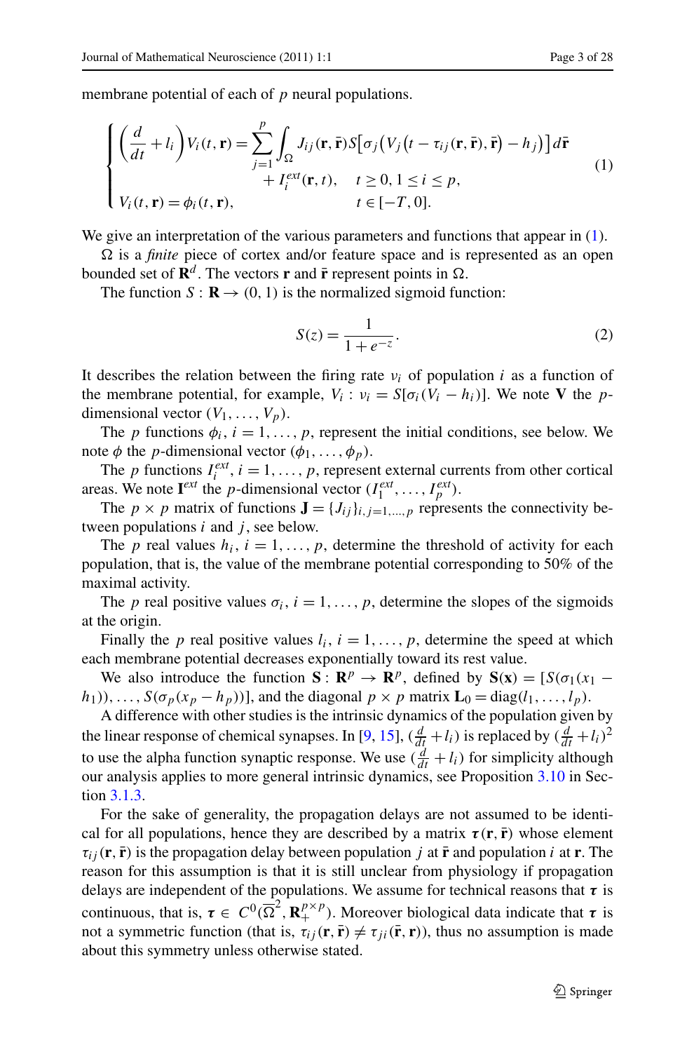membrane potential of each of $p$ neural populations.

$$
\begin{cases}
\left(\dfrac{d}{dt}+l_i\right)V_i(t,\mathbf{r}) = \displaystyle\sum_{j=1}^{p}\int_{\Omega} J_{ij}(\mathbf{r},\bar{\mathbf{r}})S\big[\sigma_j\big(V_j\big(t-\tau_{ij}(\mathbf{r},\bar{\mathbf{r}}),\bar{\mathbf{r}}\big)-h_j\big)\big]\,d\bar{\mathbf{r}} \\
\qquad\qquad\qquad\qquad + I_i^{ext}(\mathbf{r},t), \quad t \geq 0,\ 1 \leq i \leq p, \\
V_i(t,\mathbf{r}) = \phi_i(t,\mathbf{r}), \qquad\qquad\qquad t \in [-T, 0].
\end{cases}
\tag{1}
$$

We give an interpretation of the various parameters and functions that appear in (1).

$\Omega$ is a *finite* piece of cortex and/or feature space and is represented as an open bounded set of $\mathbf{R}^d$. The vectors $\mathbf{r}$ and $\bar{\mathbf{r}}$ represent points in $\Omega$.

The function $S : \mathbf{R} \to (0, 1)$ is the normalized sigmoid function:

$$
S(z) = \frac{1}{1+e^{-z}}.
\tag{2}
$$

It describes the relation between the firing rate $\nu_i$ of population $i$ as a function of the membrane potential, for example, $V_i : \nu_i = S[\sigma_i(V_i - h_i)]$. We note $\mathbf{V}$ the $p$-dimensional vector $(V_1, \ldots, V_p)$.

The $p$ functions $\phi_i$, $i = 1, \ldots, p$, represent the initial conditions, see below. We note $\phi$ the $p$-dimensional vector $(\phi_1, \ldots, \phi_p)$.

The $p$ functions $I_i^{ext}$, $i = 1, \ldots, p$, represent external currents from other cortical areas. We note $\mathbf{I}^{ext}$ the $p$-dimensional vector $(I_1^{ext}, \ldots, I_p^{ext})$.

The $p \times p$ matrix of functions $\mathbf{J} = \{J_{ij}\}_{i,j=1,\ldots,p}$ represents the connectivity between populations $i$ and $j$, see below.

The $p$ real values $h_i$, $i = 1, \ldots, p$, determine the threshold of activity for each population, that is, the value of the membrane potential corresponding to 50% of the maximal activity.

The $p$ real positive values $\sigma_i$, $i = 1, \ldots, p$, determine the slopes of the sigmoids at the origin.

Finally the $p$ real positive values $l_i$, $i = 1, \ldots, p$, determine the speed at which each membrane potential decreases exponentially toward its rest value.

We also introduce the function $\mathbf{S} : \mathbf{R}^p \to \mathbf{R}^p$, defined by $\mathbf{S}(\mathbf{x}) = [S(\sigma_1(x_1 - h_1)), \ldots, S(\sigma_p(x_p - h_p))]$, and the diagonal $p \times p$ matrix $\mathbf{L}_0 = \mathrm{diag}(l_1, \ldots, l_p)$.

A difference with other studies is the intrinsic dynamics of the population given by the linear response of chemical synapses. In [9, 15], $(\frac{d}{dt} + l_i)$ is replaced by $(\frac{d}{dt} + l_i)^2$ to use the alpha function synaptic response. We use $(\frac{d}{dt} + l_i)$ for simplicity although our analysis applies to more general intrinsic dynamics, see Proposition 3.10 in Section 3.1.3.

For the sake of generality, the propagation delays are not assumed to be identical for all populations, hence they are described by a matrix $\boldsymbol{\tau}(\mathbf{r}, \bar{\mathbf{r}})$ whose element $\tau_{ij}(\mathbf{r}, \bar{\mathbf{r}})$ is the propagation delay between population $j$ at $\bar{\mathbf{r}}$ and population $i$ at $\mathbf{r}$. The reason for this assumption is that it is still unclear from physiology if propagation delays are independent of the populations. We assume for technical reasons that $\boldsymbol{\tau}$ is continuous, that is, $\boldsymbol{\tau} \in C^0(\overline{\Omega}^2, \mathbf{R}_+^{p\times p})$. Moreover biological data indicate that $\boldsymbol{\tau}$ is not a symmetric function (that is, $\tau_{ij}(\mathbf{r}, \bar{\mathbf{r}}) \neq \tau_{ji}(\bar{\mathbf{r}}, \mathbf{r})$), thus no assumption is made about this symmetry unless otherwise stated.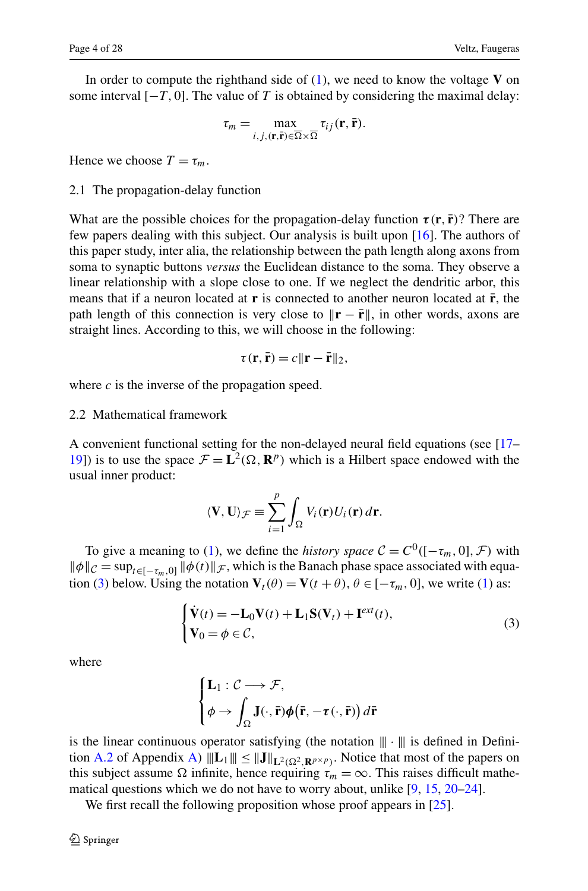In order to compute the righthand side of (1), we need to know the voltage $\mathbf{V}$ on some interval $[-T, 0]$. The value of $T$ is obtained by considering the maximal delay:

$$\tau_m = \max_{i,j,(\mathbf{r},\bar{\mathbf{r}})\in\overline{\Omega}\times\overline{\Omega}} \tau_{ij}(\mathbf{r}, \bar{\mathbf{r}}).$$

Hence we choose $T = \tau_m$.

## 2.1 The propagation-delay function

What are the possible choices for the propagation-delay function $\boldsymbol{\tau}(\mathbf{r}, \bar{\mathbf{r}})$? There are few papers dealing with this subject. Our analysis is built upon [16]. The authors of this paper study, inter alia, the relationship between the path length along axons from soma to synaptic buttons *versus* the Euclidean distance to the soma. They observe a linear relationship with a slope close to one. If we neglect the dendritic arbor, this means that if a neuron located at $\mathbf{r}$ is connected to another neuron located at $\bar{\mathbf{r}}$, the path length of this connection is very close to $\|\mathbf{r} - \bar{\mathbf{r}}\|$, in other words, axons are straight lines. According to this, we will choose in the following:

$$\tau(\mathbf{r}, \bar{\mathbf{r}}) = c\|\mathbf{r} - \bar{\mathbf{r}}\|_2,$$

where $c$ is the inverse of the propagation speed.

## 2.2 Mathematical framework

A convenient functional setting for the non-delayed neural field equations (see [17–19]) is to use the space $\mathcal{F} = \mathbf{L}^2(\Omega, \mathbf{R}^p)$ which is a Hilbert space endowed with the usual inner product:

$$\langle \mathbf{V}, \mathbf{U}\rangle_{\mathcal{F}} \equiv \sum_{i=1}^{p} \int_{\Omega} V_i(\mathbf{r}) U_i(\mathbf{r})\, d\mathbf{r}.$$

To give a meaning to (1), we define the *history space* $\mathcal{C} = C^0([-\tau_m, 0], \mathcal{F})$ with $\|\phi\|_{\mathcal{C}} = \sup_{t\in[-\tau_m,0]} \|\phi(t)\|_{\mathcal{F}}$, which is the Banach phase space associated with equation (3) below. Using the notation $\mathbf{V}_t(\theta) = \mathbf{V}(t + \theta)$, $\theta \in [-\tau_m, 0]$, we write (1) as:

$$\begin{cases} \dot{\mathbf{V}}(t) = -\mathbf{L}_0\mathbf{V}(t) + \mathbf{L}_1\mathbf{S}(\mathbf{V}_t) + \mathbf{I}^{ext}(t), \\ \mathbf{V}_0 = \phi \in \mathcal{C}, \end{cases} \tag{3}$$

where

$$\begin{cases} \mathbf{L}_1 : \mathcal{C} \longrightarrow \mathcal{F}, \\ \phi \to \displaystyle\int_{\Omega} \mathbf{J}(\cdot, \bar{\mathbf{r}})\boldsymbol{\phi}\big(\bar{\mathbf{r}}, -\boldsymbol{\tau}(\cdot, \bar{\mathbf{r}})\big)\, d\bar{\mathbf{r}} \end{cases}$$

is the linear continuous operator satisfying (the notation $\|\!|\cdot|\!\|$ is defined in Definition A.2 of Appendix A) $\|\!|\mathbf{L}_1|\!\| \leq \|\mathbf{J}\|_{\mathbf{L}^2(\Omega^2,\mathbf{R}^{p\times p})}$. Notice that most of the papers on this subject assume $\Omega$ infinite, hence requiring $\tau_m = \infty$. This raises difficult mathematical questions which we do not have to worry about, unlike [9, 15, 20–24].

We first recall the following proposition whose proof appears in [25].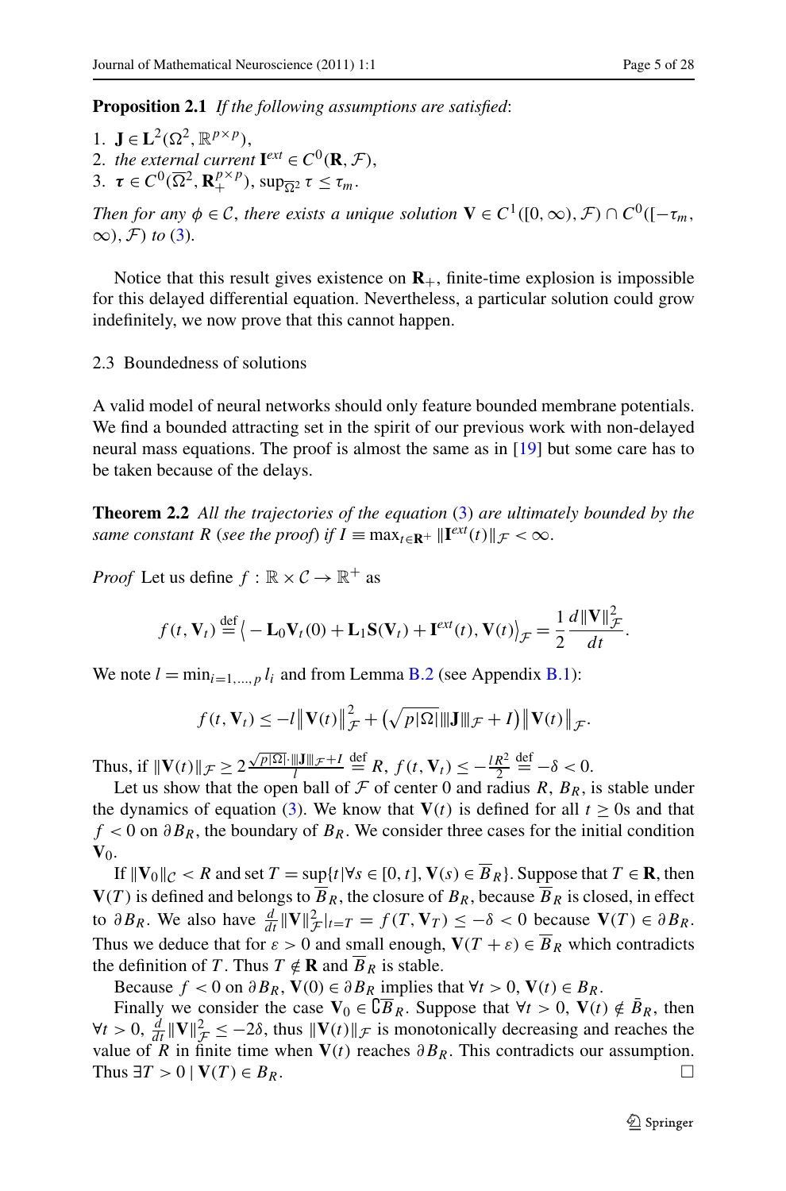**Proposition 2.1** *If the following assumptions are satisfied*:

1. $\mathbf{J} \in \mathbf{L}^2(\Omega^2, \mathbb{R}^{p\times p})$,
2. *the external current* $\mathbf{I}^{ext} \in C^0(\mathbf{R}, \mathcal{F})$,
3. $\boldsymbol{\tau} \in C^0(\overline{\Omega}^2, \mathbf{R}_+^{p\times p})$, $\sup_{\overline{\Omega}^2} \tau \le \tau_m$.

*Then for any* $\phi \in \mathcal{C}$, *there exists a unique solution* $\mathbf{V} \in C^1([0,\infty), \mathcal{F}) \cap C^0([-\tau_m, \infty), \mathcal{F})$ *to* (3).

Notice that this result gives existence on $\mathbf{R}_+$, finite-time explosion is impossible for this delayed differential equation. Nevertheless, a particular solution could grow indefinitely, we now prove that this cannot happen.

## 2.3 Boundedness of solutions

A valid model of neural networks should only feature bounded membrane potentials. We find a bounded attracting set in the spirit of our previous work with non-delayed neural mass equations. The proof is almost the same as in [19] but some care has to be taken because of the delays.

**Theorem 2.2** *All the trajectories of the equation* (3) *are ultimately bounded by the same constant* $R$ (*see the proof*) *if* $I \equiv \max_{t\in\mathbf{R}^+} \|\mathbf{I}^{ext}(t)\|_{\mathcal{F}} < \infty$.

*Proof* Let us define $f : \mathbb{R} \times \mathcal{C} \to \mathbb{R}^+$ as

$$f(t, \mathbf{V}_t) \stackrel{\text{def}}{=} \left\langle -\mathbf{L}_0 \mathbf{V}_t(0) + \mathbf{L}_1 \mathbf{S}(\mathbf{V}_t) + \mathbf{I}^{ext}(t), \mathbf{V}(t)\right\rangle_{\mathcal{F}} = \frac{1}{2}\frac{d\|\mathbf{V}\|_{\mathcal{F}}^2}{dt}.$$

We note $l = \min_{i=1,\dots,p} l_i$ and from Lemma B.2 (see Appendix B.1):

$$f(t, \mathbf{V}_t) \le -l\left\|\mathbf{V}(t)\right\|_{\mathcal{F}}^2 + \left(\sqrt{p|\Omega|}\|\!|\mathbf{J}|\!\|_{\mathcal{F}} + I\right)\left\|\mathbf{V}(t)\right\|_{\mathcal{F}}.$$

Thus, if $\|\mathbf{V}(t)\|_{\mathcal{F}} \ge 2\frac{\sqrt{p|\Omega|}\cdot\|\!|\mathbf{J}|\!\|_{\mathcal{F}} + I}{l} \stackrel{\text{def}}{=} R$, $f(t, \mathbf{V}_t) \le -\frac{lR^2}{2} \stackrel{\text{def}}{=} -\delta < 0$.

Let us show that the open ball of $\mathcal{F}$ of center 0 and radius $R$, $B_R$, is stable under the dynamics of equation (3). We know that $\mathbf{V}(t)$ is defined for all $t \ge 0$s and that $f < 0$ on $\partial B_R$, the boundary of $B_R$. We consider three cases for the initial condition $\mathbf{V}_0$.

If $\|\mathbf{V}_0\|_{\mathcal{C}} < R$ and set $T = \sup\{t | \forall s \in [0,t], \mathbf{V}(s) \in \overline{B}_R\}$. Suppose that $T \in \mathbf{R}$, then $\mathbf{V}(T)$ is defined and belongs to $\overline{B}_R$, the closure of $B_R$, because $\overline{B}_R$ is closed, in effect to $\partial B_R$. We also have $\frac{d}{dt}\|\mathbf{V}\|_{\mathcal{F}}^2|_{t=T} = f(T, \mathbf{V}_T) \le -\delta < 0$ because $\mathbf{V}(T) \in \partial B_R$. Thus we deduce that for $\varepsilon > 0$ and small enough, $\mathbf{V}(T+\varepsilon) \in \overline{B}_R$ which contradicts the definition of $T$. Thus $T \notin \mathbf{R}$ and $\overline{B}_R$ is stable.

Because $f < 0$ on $\partial B_R$, $\mathbf{V}(0) \in \partial B_R$ implies that $\forall t > 0$, $\mathbf{V}(t) \in B_R$.

Finally we consider the case $\mathbf{V}_0 \in \complement\overline{B}_R$. Suppose that $\forall t > 0$, $\mathbf{V}(t) \notin \bar{B}_R$, then $\forall t > 0$, $\frac{d}{dt}\|\mathbf{V}\|_{\mathcal{F}}^2 \le -2\delta$, thus $\|\mathbf{V}(t)\|_{\mathcal{F}}$ is monotonically decreasing and reaches the value of $R$ in finite time when $\mathbf{V}(t)$ reaches $\partial B_R$. This contradicts our assumption. Thus $\exists T > 0 \mid \mathbf{V}(T) \in B_R$. □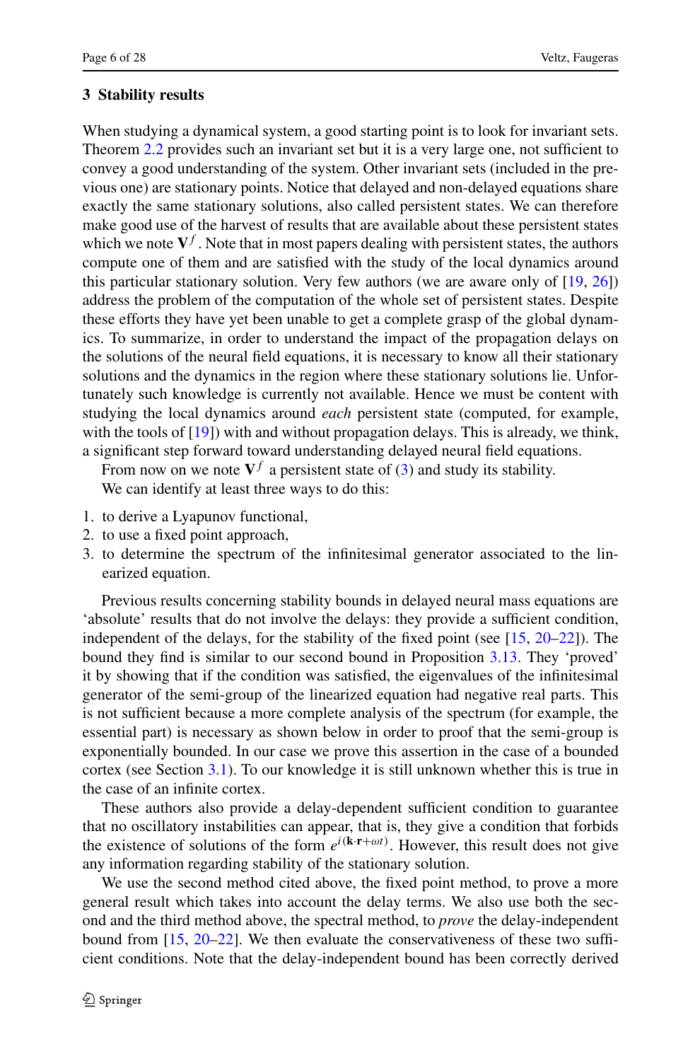## 3 Stability results

When studying a dynamical system, a good starting point is to look for invariant sets. Theorem 2.2 provides such an invariant set but it is a very large one, not sufficient to convey a good understanding of the system. Other invariant sets (included in the previous one) are stationary points. Notice that delayed and non-delayed equations share exactly the same stationary solutions, also called persistent states. We can therefore make good use of the harvest of results that are available about these persistent states which we note $\mathbf{V}^f$. Note that in most papers dealing with persistent states, the authors compute one of them and are satisfied with the study of the local dynamics around this particular stationary solution. Very few authors (we are aware only of [19, 26]) address the problem of the computation of the whole set of persistent states. Despite these efforts they have yet been unable to get a complete grasp of the global dynamics. To summarize, in order to understand the impact of the propagation delays on the solutions of the neural field equations, it is necessary to know all their stationary solutions and the dynamics in the region where these stationary solutions lie. Unfortunately such knowledge is currently not available. Hence we must be content with studying the local dynamics around *each* persistent state (computed, for example, with the tools of [19]) with and without propagation delays. This is already, we think, a significant step forward toward understanding delayed neural field equations.

From now on we note $\mathbf{V}^f$ a persistent state of (3) and study its stability.

We can identify at least three ways to do this:

1. to derive a Lyapunov functional,
2. to use a fixed point approach,
3. to determine the spectrum of the infinitesimal generator associated to the linearized equation.

Previous results concerning stability bounds in delayed neural mass equations are 'absolute' results that do not involve the delays: they provide a sufficient condition, independent of the delays, for the stability of the fixed point (see [15, 20–22]). The bound they find is similar to our second bound in Proposition 3.13. They 'proved' it by showing that if the condition was satisfied, the eigenvalues of the infinitesimal generator of the semi-group of the linearized equation had negative real parts. This is not sufficient because a more complete analysis of the spectrum (for example, the essential part) is necessary as shown below in order to proof that the semi-group is exponentially bounded. In our case we prove this assertion in the case of a bounded cortex (see Section 3.1). To our knowledge it is still unknown whether this is true in the case of an infinite cortex.

These authors also provide a delay-dependent sufficient condition to guarantee that no oscillatory instabilities can appear, that is, they give a condition that forbids the existence of solutions of the form $e^{i(\mathbf{k}\cdot\mathbf{r}+\omega t)}$. However, this result does not give any information regarding stability of the stationary solution.

We use the second method cited above, the fixed point method, to prove a more general result which takes into account the delay terms. We also use both the second and the third method above, the spectral method, to *prove* the delay-independent bound from [15, 20–22]. We then evaluate the conservativeness of these two sufficient conditions. Note that the delay-independent bound has been correctly derived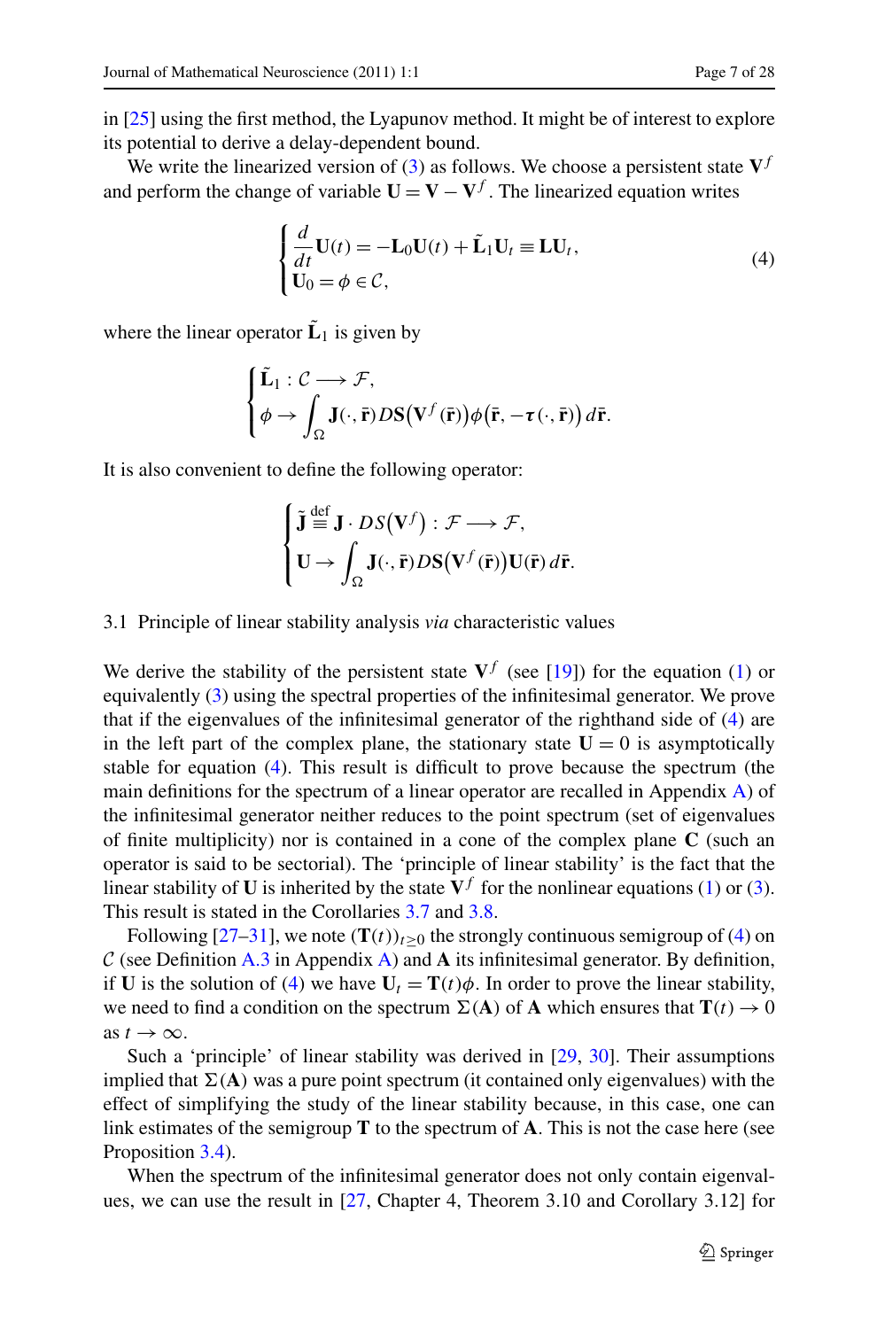in [25] using the first method, the Lyapunov method. It might be of interest to explore its potential to derive a delay-dependent bound.

We write the linearized version of (3) as follows. We choose a persistent state $\mathbf{V}^f$ and perform the change of variable $\mathbf{U} = \mathbf{V} - \mathbf{V}^f$. The linearized equation writes

$$
\begin{cases}
\dfrac{d}{dt}\mathbf{U}(t) = -\mathbf{L}_0\mathbf{U}(t) + \tilde{\mathbf{L}}_1\mathbf{U}_t \equiv \mathbf{L}\mathbf{U}_t, \\
\mathbf{U}_0 = \phi \in \mathcal{C},
\end{cases}
\tag{4}
$$

where the linear operator $\tilde{\mathbf{L}}_1$ is given by

$$
\begin{cases}
\tilde{\mathbf{L}}_1 : \mathcal{C} \longrightarrow \mathcal{F}, \\
\phi \rightarrow \displaystyle\int_\Omega \mathbf{J}(\cdot, \bar{\mathbf{r}}) D\mathbf{S}\big(\mathbf{V}^f(\bar{\mathbf{r}})\big)\phi\big(\bar{\mathbf{r}}, -\boldsymbol{\tau}(\cdot, \bar{\mathbf{r}})\big)\, d\bar{\mathbf{r}}.
\end{cases}
$$

It is also convenient to define the following operator:

$$
\begin{cases}
\tilde{\mathbf{J}} \stackrel{\text{def}}{\equiv} \mathbf{J} \cdot DS\big(\mathbf{V}^f\big) : \mathcal{F} \longrightarrow \mathcal{F}, \\
\mathbf{U} \rightarrow \displaystyle\int_\Omega \mathbf{J}(\cdot, \bar{\mathbf{r}}) D\mathbf{S}\big(\mathbf{V}^f(\bar{\mathbf{r}})\big)\mathbf{U}(\bar{\mathbf{r}})\, d\bar{\mathbf{r}}.
\end{cases}
$$

### 3.1 Principle of linear stability analysis *via* characteristic values

We derive the stability of the persistent state $\mathbf{V}^f$ (see [19]) for the equation (1) or equivalently (3) using the spectral properties of the infinitesimal generator. We prove that if the eigenvalues of the infinitesimal generator of the righthand side of (4) are in the left part of the complex plane, the stationary state $\mathbf{U} = 0$ is asymptotically stable for equation (4). This result is difficult to prove because the spectrum (the main definitions for the spectrum of a linear operator are recalled in Appendix A) of the infinitesimal generator neither reduces to the point spectrum (set of eigenvalues of finite multiplicity) nor is contained in a cone of the complex plane $\mathbf{C}$ (such an operator is said to be sectorial). The 'principle of linear stability' is the fact that the linear stability of $\mathbf{U}$ is inherited by the state $\mathbf{V}^f$ for the nonlinear equations (1) or (3). This result is stated in the Corollaries 3.7 and 3.8.

Following [27–31], we note $(\mathbf{T}(t))_{t\geq 0}$ the strongly continuous semigroup of (4) on $\mathcal{C}$ (see Definition A.3 in Appendix A) and $\mathbf{A}$ its infinitesimal generator. By definition, if $\mathbf{U}$ is the solution of (4) we have $\mathbf{U}_t = \mathbf{T}(t)\phi$. In order to prove the linear stability, we need to find a condition on the spectrum $\Sigma(\mathbf{A})$ of $\mathbf{A}$ which ensures that $\mathbf{T}(t) \to 0$ as $t \to \infty$.

Such a 'principle' of linear stability was derived in [29, 30]. Their assumptions implied that $\Sigma(\mathbf{A})$ was a pure point spectrum (it contained only eigenvalues) with the effect of simplifying the study of the linear stability because, in this case, one can link estimates of the semigroup $\mathbf{T}$ to the spectrum of $\mathbf{A}$. This is not the case here (see Proposition 3.4).

When the spectrum of the infinitesimal generator does not only contain eigenvalues, we can use the result in [27, Chapter 4, Theorem 3.10 and Corollary 3.12] for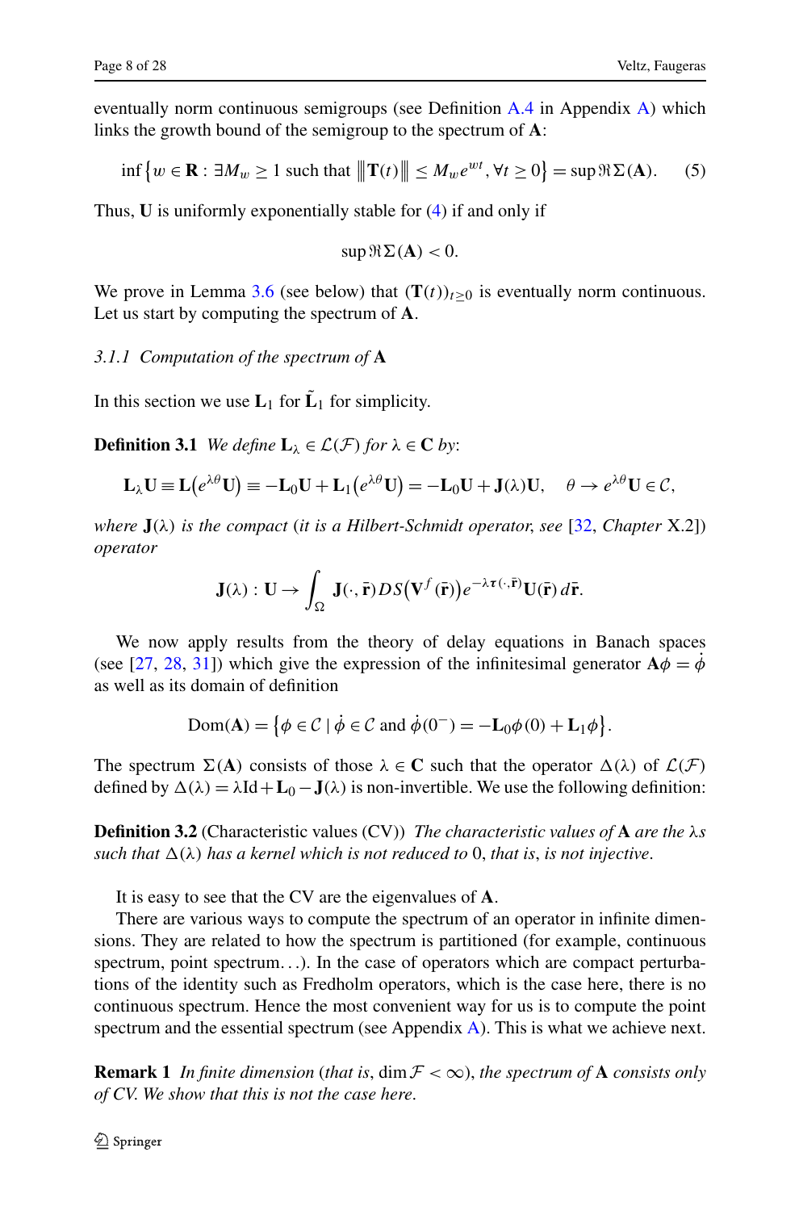eventually norm continuous semigroups (see Definition A.4 in Appendix A) which links the growth bound of the semigroup to the spectrum of $\mathbf{A}$:

$$\inf\{w \in \mathbf{R} : \exists M_w \geq 1 \text{ such that } \left\|\mathbf{T}(t)\right\| \leq M_w e^{wt}, \forall t \geq 0\} = \sup \Re \Sigma(\mathbf{A}). \quad (5)$$

Thus, $\mathbf{U}$ is uniformly exponentially stable for (4) if and only if

$$\sup \Re \Sigma(\mathbf{A}) < 0.$$

We prove in Lemma 3.6 (see below) that $(\mathbf{T}(t))_{t\geq 0}$ is eventually norm continuous. Let us start by computing the spectrum of $\mathbf{A}$.

### *3.1.1 Computation of the spectrum of* $\mathbf{A}$

In this section we use $\mathbf{L}_1$ for $\tilde{\mathbf{L}}_1$ for simplicity.

**Definition 3.1** *We define* $\mathbf{L}_\lambda \in \mathcal{L}(\mathcal{F})$ *for* $\lambda \in \mathbf{C}$ *by*:

$$\mathbf{L}_\lambda \mathbf{U} \equiv \mathbf{L}(e^{\lambda\theta}\mathbf{U}) \equiv -\mathbf{L}_0\mathbf{U} + \mathbf{L}_1(e^{\lambda\theta}\mathbf{U}) = -\mathbf{L}_0\mathbf{U} + \mathbf{J}(\lambda)\mathbf{U}, \quad \theta \to e^{\lambda\theta}\mathbf{U} \in \mathcal{C},$$

*where* $\mathbf{J}(\lambda)$ *is the compact* (*it is a Hilbert-Schmidt operator, see* [32, *Chapter* X.2]) *operator*

$$\mathbf{J}(\lambda) : \mathbf{U} \to \int_\Omega \mathbf{J}(\cdot, \bar{\mathbf{r}}) DS(\mathbf{V}^f(\bar{\mathbf{r}})) e^{-\lambda\boldsymbol{\tau}(\cdot,\bar{\mathbf{r}})}\mathbf{U}(\bar{\mathbf{r}})\, d\bar{\mathbf{r}}.$$

We now apply results from the theory of delay equations in Banach spaces (see [27, 28, 31]) which give the expression of the infinitesimal generator $\mathbf{A}\phi = \dot{\phi}$ as well as its domain of definition

$$\mathrm{Dom}(\mathbf{A}) = \{\phi \in \mathcal{C} \mid \dot{\phi} \in \mathcal{C} \text{ and } \dot{\phi}(0^-) = -\mathbf{L}_0\phi(0) + \mathbf{L}_1\phi\}.$$

The spectrum $\Sigma(\mathbf{A})$ consists of those $\lambda \in \mathbf{C}$ such that the operator $\Delta(\lambda)$ of $\mathcal{L}(\mathcal{F})$ defined by $\Delta(\lambda) = \lambda\mathrm{Id} + \mathbf{L}_0 - \mathbf{J}(\lambda)$ is non-invertible. We use the following definition:

**Definition 3.2** (Characteristic values (CV)) *The characteristic values of* $\mathbf{A}$ *are the* $\lambda$*s such that* $\Delta(\lambda)$ *has a kernel which is not reduced to* 0, *that is*, *is not injective*.

It is easy to see that the CV are the eigenvalues of $\mathbf{A}$.

There are various ways to compute the spectrum of an operator in infinite dimensions. They are related to how the spectrum is partitioned (for example, continuous spectrum, point spectrum...). In the case of operators which are compact perturbations of the identity such as Fredholm operators, which is the case here, there is no continuous spectrum. Hence the most convenient way for us is to compute the point spectrum and the essential spectrum (see Appendix A). This is what we achieve next.

**Remark 1** *In finite dimension* (*that is*, $\dim \mathcal{F} < \infty$), *the spectrum of* $\mathbf{A}$ *consists only of CV. We show that this is not the case here.*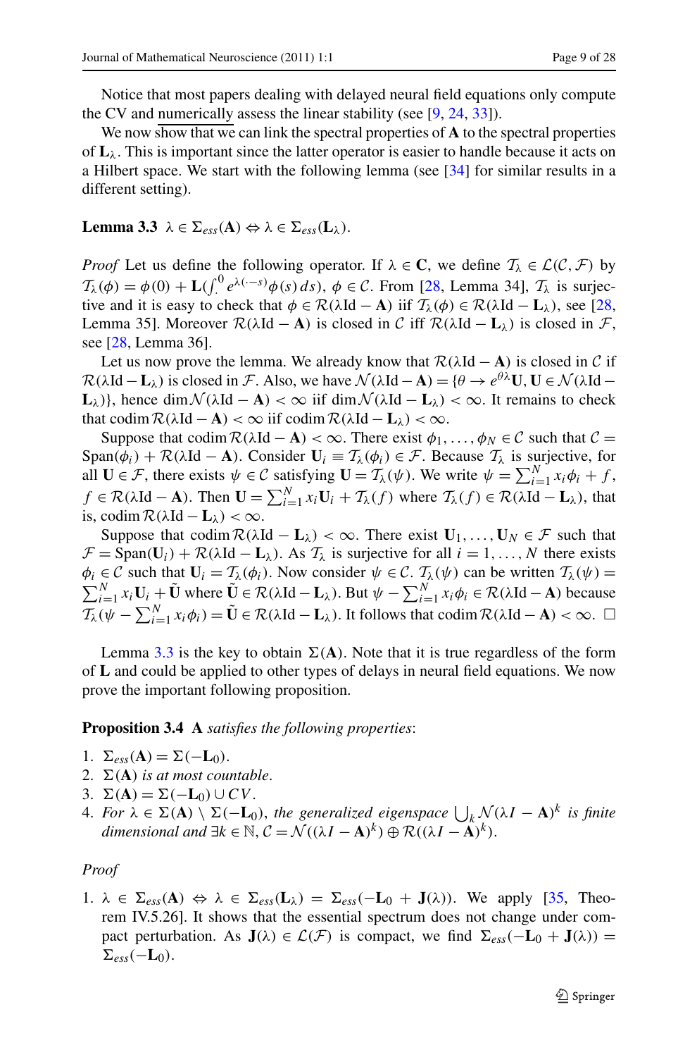Notice that most papers dealing with delayed neural field equations only compute the CV and numerically assess the linear stability (see [9, 24, 33]).

We now show that we can link the spectral properties of $\mathbf{A}$ to the spectral properties of $\mathbf{L}_\lambda$. This is important since the latter operator is easier to handle because it acts on a Hilbert space. We start with the following lemma (see [34] for similar results in a different setting).

**Lemma 3.3** $\lambda \in \Sigma_{ess}(\mathbf{A}) \Leftrightarrow \lambda \in \Sigma_{ess}(\mathbf{L}_\lambda)$.

*Proof* Let us define the following operator. If $\lambda \in \mathbf{C}$, we define $\mathcal{T}_\lambda \in \mathcal{L}(\mathcal{C}, \mathcal{F})$ by $\mathcal{T}_\lambda(\phi) = \phi(0) + \mathbf{L}(\int_\cdot^0 e^{\lambda(\cdot - s)}\phi(s)\,ds)$, $\phi \in \mathcal{C}$. From [28, Lemma 34], $\mathcal{T}_\lambda$ is surjective and it is easy to check that $\phi \in \mathcal{R}(\lambda \mathrm{Id} - \mathbf{A})$ iif $\mathcal{T}_\lambda(\phi) \in \mathcal{R}(\lambda \mathrm{Id} - \mathbf{L}_\lambda)$, see [28, Lemma 35]. Moreover $\mathcal{R}(\lambda \mathrm{Id} - \mathbf{A})$ is closed in $\mathcal{C}$ iff $\mathcal{R}(\lambda \mathrm{Id} - \mathbf{L}_\lambda)$ is closed in $\mathcal{F}$, see [28, Lemma 36].

Let us now prove the lemma. We already know that $\mathcal{R}(\lambda \mathrm{Id} - \mathbf{A})$ is closed in $\mathcal{C}$ if $\mathcal{R}(\lambda \mathrm{Id} - \mathbf{L}_\lambda)$ is closed in $\mathcal{F}$. Also, we have $\mathcal{N}(\lambda \mathrm{Id} - \mathbf{A}) = \{\theta \to e^{\theta\lambda}\mathbf{U}, \mathbf{U} \in \mathcal{N}(\lambda \mathrm{Id} - \mathbf{L}_\lambda)\}$, hence $\dim \mathcal{N}(\lambda \mathrm{Id} - \mathbf{A}) < \infty$ iif $\dim \mathcal{N}(\lambda \mathrm{Id} - \mathbf{L}_\lambda) < \infty$. It remains to check that $\operatorname{codim} \mathcal{R}(\lambda \mathrm{Id} - \mathbf{A}) < \infty$ iif $\operatorname{codim} \mathcal{R}(\lambda \mathrm{Id} - \mathbf{L}_\lambda) < \infty$.

Suppose that $\operatorname{codim} \mathcal{R}(\lambda \mathrm{Id} - \mathbf{A}) < \infty$. There exist $\phi_1, \ldots, \phi_N \in \mathcal{C}$ such that $\mathcal{C} = \operatorname{Span}(\phi_i) + \mathcal{R}(\lambda \mathrm{Id} - \mathbf{A})$. Consider $\mathbf{U}_i \equiv \mathcal{T}_\lambda(\phi_i) \in \mathcal{F}$. Because $\mathcal{T}_\lambda$ is surjective, for all $\mathbf{U} \in \mathcal{F}$, there exists $\psi \in \mathcal{C}$ satisfying $\mathbf{U} = \mathcal{T}_\lambda(\psi)$. We write $\psi = \sum_{i=1}^N x_i \phi_i + f$, $f \in \mathcal{R}(\lambda \mathrm{Id} - \mathbf{A})$. Then $\mathbf{U} = \sum_{i=1}^N x_i \mathbf{U}_i + \mathcal{T}_\lambda(f)$ where $\mathcal{T}_\lambda(f) \in \mathcal{R}(\lambda \mathrm{Id} - \mathbf{L}_\lambda)$, that is, $\operatorname{codim} \mathcal{R}(\lambda \mathrm{Id} - \mathbf{L}_\lambda) < \infty$.

Suppose that $\operatorname{codim} \mathcal{R}(\lambda \mathrm{Id} - \mathbf{L}_\lambda) < \infty$. There exist $\mathbf{U}_1, \ldots, \mathbf{U}_N \in \mathcal{F}$ such that $\mathcal{F} = \operatorname{Span}(\mathbf{U}_i) + \mathcal{R}(\lambda \mathrm{Id} - \mathbf{L}_\lambda)$. As $\mathcal{T}_\lambda$ is surjective for all $i = 1, \ldots, N$ there exists $\phi_i \in \mathcal{C}$ such that $\mathbf{U}_i = \mathcal{T}_\lambda(\phi_i)$. Now consider $\psi \in \mathcal{C}$. $\mathcal{T}_\lambda(\psi)$ can be written $\mathcal{T}_\lambda(\psi) = \sum_{i=1}^N x_i \mathbf{U}_i + \tilde{\mathbf{U}}$ where $\tilde{\mathbf{U}} \in \mathcal{R}(\lambda \mathrm{Id} - \mathbf{L}_\lambda)$. But $\psi - \sum_{i=1}^N x_i \phi_i \in \mathcal{R}(\lambda \mathrm{Id} - \mathbf{A})$ because $\mathcal{T}_\lambda(\psi - \sum_{i=1}^N x_i \phi_i) = \tilde{\mathbf{U}} \in \mathcal{R}(\lambda \mathrm{Id} - \mathbf{L}_\lambda)$. It follows that $\operatorname{codim} \mathcal{R}(\lambda \mathrm{Id} - \mathbf{A}) < \infty$. □

Lemma 3.3 is the key to obtain $\Sigma(\mathbf{A})$. Note that it is true regardless of the form of $\mathbf{L}$ and could be applied to other types of delays in neural field equations. We now prove the important following proposition.

**Proposition 3.4** *$\mathbf{A}$ satisfies the following properties*:

1. $\Sigma_{ess}(\mathbf{A}) = \Sigma(-\mathbf{L}_0)$.
2. $\Sigma(\mathbf{A})$ *is at most countable*.
3. $\Sigma(\mathbf{A}) = \Sigma(-\mathbf{L}_0) \cup CV$.
4. *For* $\lambda \in \Sigma(\mathbf{A}) \setminus \Sigma(-\mathbf{L}_0)$, *the generalized eigenspace* $\bigcup_k \mathcal{N}(\lambda I - \mathbf{A})^k$ *is finite dimensional and* $\exists k \in \mathbb{N}$, $\mathcal{C} = \mathcal{N}((\lambda I - \mathbf{A})^k) \oplus \mathcal{R}((\lambda I - \mathbf{A})^k)$.

*Proof*

1. $\lambda \in \Sigma_{ess}(\mathbf{A}) \Leftrightarrow \lambda \in \Sigma_{ess}(\mathbf{L}_\lambda) = \Sigma_{ess}(-\mathbf{L}_0 + \mathbf{J}(\lambda))$. We apply [35, Theorem IV.5.26]. It shows that the essential spectrum does not change under compact perturbation. As $\mathbf{J}(\lambda) \in \mathcal{L}(\mathcal{F})$ is compact, we find $\Sigma_{ess}(-\mathbf{L}_0 + \mathbf{J}(\lambda)) = \Sigma_{ess}(-\mathbf{L}_0)$.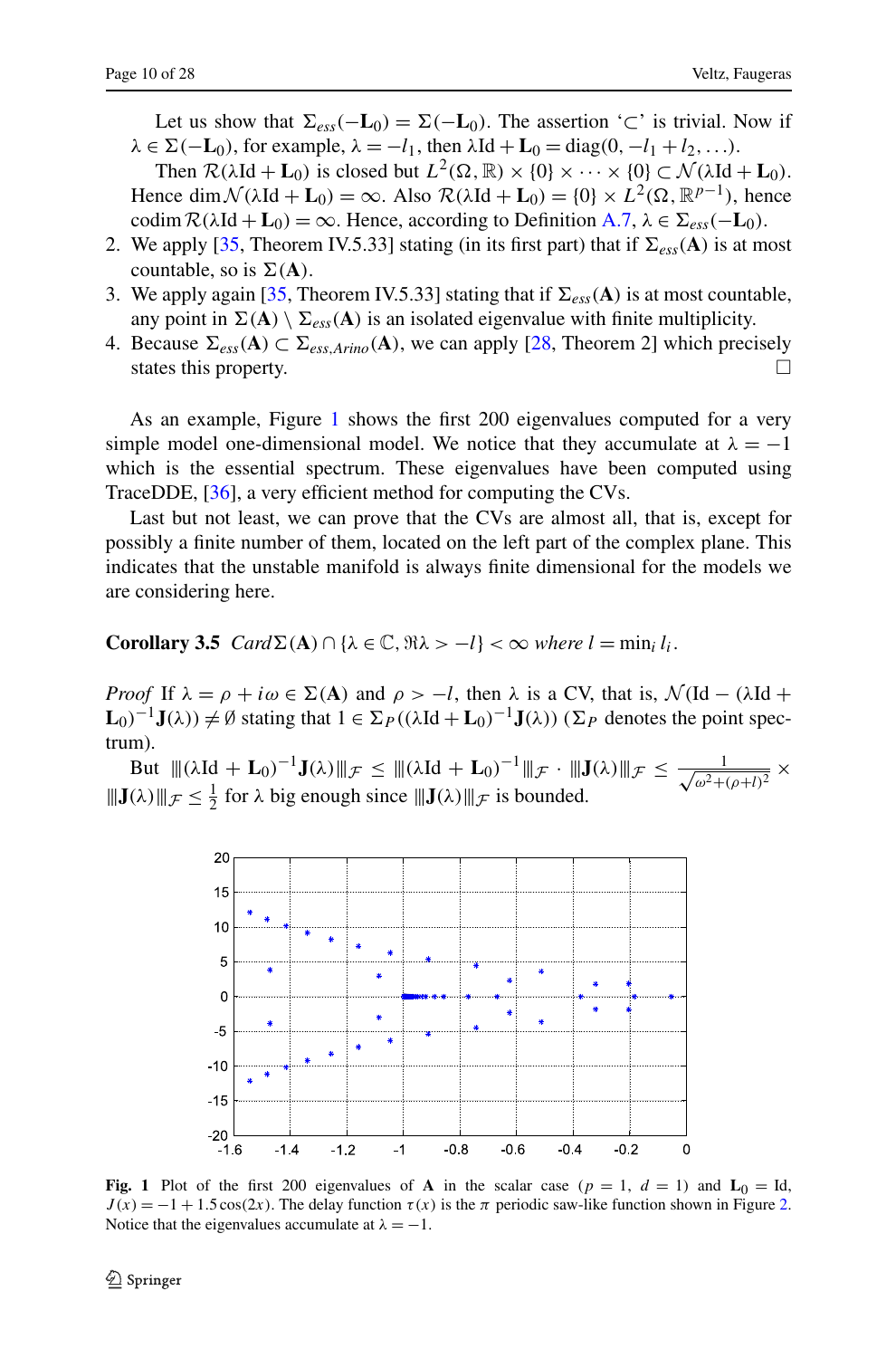Let us show that $\Sigma_{ess}(-\mathbf{L}_0) = \Sigma(-\mathbf{L}_0)$. The assertion '$\subset$' is trivial. Now if $\lambda \in \Sigma(-\mathbf{L}_0)$, for example, $\lambda = -l_1$, then $\lambda \mathrm{Id} + \mathbf{L}_0 = \mathrm{diag}(0, -l_1 + l_2, \ldots)$.

Then $\mathcal{R}(\lambda \mathrm{Id} + \mathbf{L}_0)$ is closed but $L^2(\Omega, \mathbb{R}) \times \{0\} \times \cdots \times \{0\} \subset \mathcal{N}(\lambda \mathrm{Id} + \mathbf{L}_0)$. Hence $\dim \mathcal{N}(\lambda \mathrm{Id} + \mathbf{L}_0) = \infty$. Also $\mathcal{R}(\lambda \mathrm{Id} + \mathbf{L}_0) = \{0\} \times L^2(\Omega, \mathbb{R}^{p-1})$, hence $\mathrm{codim}\, \mathcal{R}(\lambda \mathrm{Id} + \mathbf{L}_0) = \infty$. Hence, according to Definition A.7, $\lambda \in \Sigma_{ess}(-\mathbf{L}_0)$.

2. We apply [35, Theorem IV.5.33] stating (in its first part) that if $\Sigma_{ess}(\mathbf{A})$ is at most countable, so is $\Sigma(\mathbf{A})$.
3. We apply again [35, Theorem IV.5.33] stating that if $\Sigma_{ess}(\mathbf{A})$ is at most countable, any point in $\Sigma(\mathbf{A}) \setminus \Sigma_{ess}(\mathbf{A})$ is an isolated eigenvalue with finite multiplicity.
4. Because $\Sigma_{ess}(\mathbf{A}) \subset \Sigma_{ess,Arino}(\mathbf{A})$, we can apply [28, Theorem 2] which precisely states this property. □

As an example, Figure 1 shows the first 200 eigenvalues computed for a very simple model one-dimensional model. We notice that they accumulate at $\lambda = -1$ which is the essential spectrum. These eigenvalues have been computed using TraceDDE, [36], a very efficient method for computing the CVs.

Last but not least, we can prove that the CVs are almost all, that is, except for possibly a finite number of them, located on the left part of the complex plane. This indicates that the unstable manifold is always finite dimensional for the models we are considering here.

**Corollary 3.5** *$\mathrm{Card}\, \Sigma(\mathbf{A}) \cap \{\lambda \in \mathbb{C}, \Re\lambda > -l\} < \infty$ where $l = \min_i l_i$.*

*Proof* If $\lambda = \rho + i\omega \in \Sigma(\mathbf{A})$ and $\rho > -l$, then $\lambda$ is a CV, that is, $\mathcal{N}(\mathrm{Id} - (\lambda \mathrm{Id} + \mathbf{L}_0)^{-1}\mathbf{J}(\lambda)) \neq \emptyset$ stating that $1 \in \Sigma_P((\lambda \mathrm{Id} + \mathbf{L}_0)^{-1}\mathbf{J}(\lambda))$ ($\Sigma_P$ denotes the point spectrum).

But $\|\!|(\lambda \mathrm{Id} + \mathbf{L}_0)^{-1}\mathbf{J}(\lambda)\|\!|_{\mathcal{F}} \leq \|\!|(\lambda \mathrm{Id} + \mathbf{L}_0)^{-1}\|\!|_{\mathcal{F}} \cdot \|\!|\mathbf{J}(\lambda)\|\!|_{\mathcal{F}} \leq \frac{1}{\sqrt{\omega^2 + (\rho + l)^2}} \times \|\!|\mathbf{J}(\lambda)\|\!|_{\mathcal{F}} \leq \frac{1}{2}$ for $\lambda$ big enough since $\|\!|\mathbf{J}(\lambda)\|\!|_{\mathcal{F}}$ is bounded.

**Fig. 1** Plot of the first 200 eigenvalues of $\mathbf{A}$ in the scalar case ($p = 1$, $d = 1$) and $\mathbf{L}_0 = \mathrm{Id}$, $J(x) = -1 + 1.5\cos(2x)$. The delay function $\tau(x)$ is the $\pi$ periodic saw-like function shown in Figure 2. Notice that the eigenvalues accumulate at $\lambda = -1$.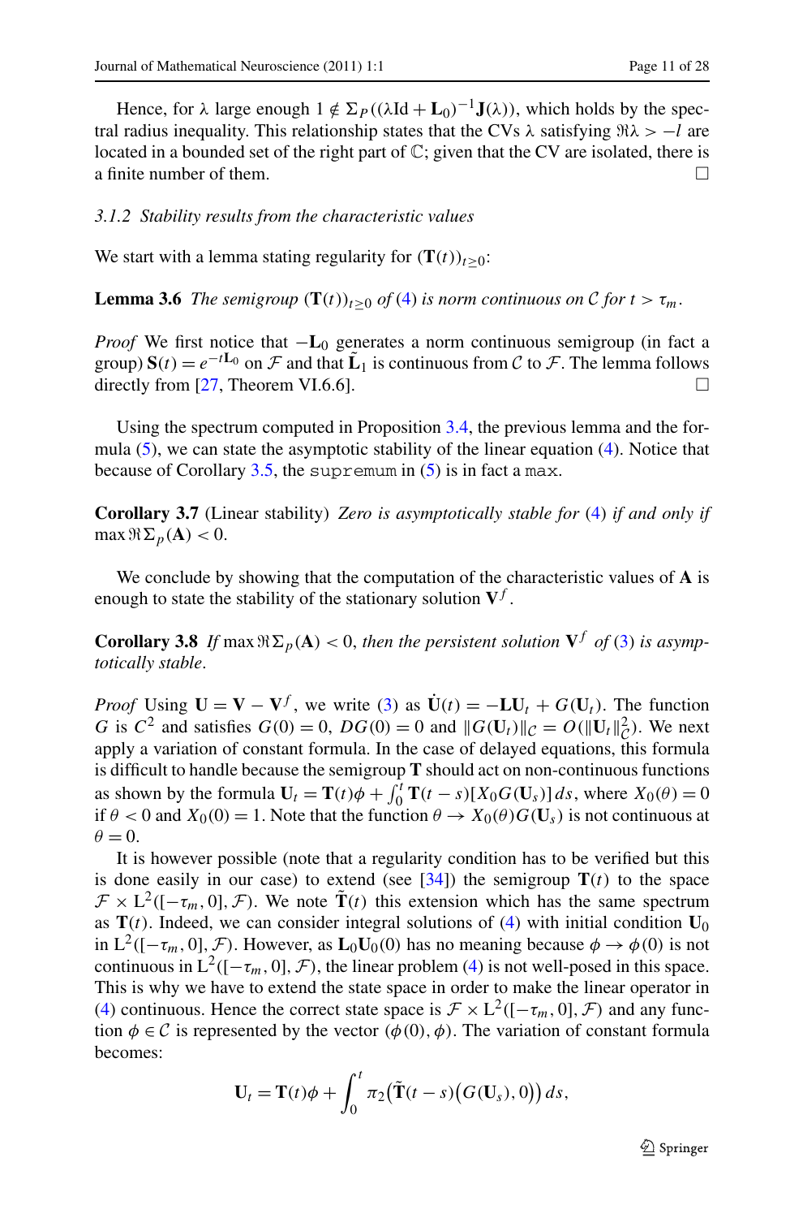Hence, for $\lambda$ large enough $1 \notin \Sigma_P((\lambda \mathrm{Id} + \mathbf{L}_0)^{-1}\mathbf{J}(\lambda))$, which holds by the spectral radius inequality. This relationship states that the CVs $\lambda$ satisfying $\Re\lambda > -l$ are located in a bounded set of the right part of $\mathbb{C}$; given that the CV are isolated, there is a finite number of them. □

### 3.1.2 Stability results from the characteristic values

We start with a lemma stating regularity for $(\mathbf{T}(t))_{t\geq 0}$:

**Lemma 3.6** *The semigroup* $(\mathbf{T}(t))_{t\geq 0}$ *of* (4) *is norm continuous on* $\mathcal{C}$ *for* $t > \tau_m$.

*Proof* We first notice that $-\mathbf{L}_0$ generates a norm continuous semigroup (in fact a group) $\mathbf{S}(t) = e^{-t\mathbf{L}_0}$ on $\mathcal{F}$ and that $\tilde{\mathbf{L}}_1$ is continuous from $\mathcal{C}$ to $\mathcal{F}$. The lemma follows directly from [27, Theorem VI.6.6]. □

Using the spectrum computed in Proposition 3.4, the previous lemma and the formula (5), we can state the asymptotic stability of the linear equation (4). Notice that because of Corollary 3.5, the `supremum` in (5) is in fact a `max`.

**Corollary 3.7** (Linear stability) *Zero is asymptotically stable for* (4) *if and only if* $\max \Re\Sigma_p(\mathbf{A}) < 0$.

We conclude by showing that the computation of the characteristic values of $\mathbf{A}$ is enough to state the stability of the stationary solution $\mathbf{V}^f$.

**Corollary 3.8** *If* $\max \Re\Sigma_p(\mathbf{A}) < 0$, *then the persistent solution* $\mathbf{V}^f$ *of* (3) *is asymptotically stable*.

*Proof* Using $\mathbf{U} = \mathbf{V} - \mathbf{V}^f$, we write (3) as $\dot{\mathbf{U}}(t) = -\mathbf{L}\mathbf{U}_t + G(\mathbf{U}_t)$. The function $G$ is $C^2$ and satisfies $G(0) = 0$, $DG(0) = 0$ and $\|G(\mathbf{U}_t)\|_{\mathcal{C}} = O(\|\mathbf{U}_t\|^2_{\mathcal{C}})$. We next apply a variation of constant formula. In the case of delayed equations, this formula is difficult to handle because the semigroup $\mathbf{T}$ should act on non-continuous functions as shown by the formula $\mathbf{U}_t = \mathbf{T}(t)\phi + \int_0^t \mathbf{T}(t-s)[X_0 G(\mathbf{U}_s)]\,ds$, where $X_0(\theta) = 0$ if $\theta < 0$ and $X_0(0) = 1$. Note that the function $\theta \to X_0(\theta)G(\mathbf{U}_s)$ is not continuous at $\theta = 0$.

It is however possible (note that a regularity condition has to be verified but this is done easily in our case) to extend (see [34]) the semigroup $\mathbf{T}(t)$ to the space $\mathcal{F} \times \mathrm{L}^2([-\tau_m, 0], \mathcal{F})$. We note $\tilde{\mathbf{T}}(t)$ this extension which has the same spectrum as $\mathbf{T}(t)$. Indeed, we can consider integral solutions of (4) with initial condition $\mathbf{U}_0$ in $\mathrm{L}^2([-\tau_m, 0], \mathcal{F})$. However, as $\mathbf{L}_0\mathbf{U}_0(0)$ has no meaning because $\phi \to \phi(0)$ is not continuous in $\mathrm{L}^2([-\tau_m, 0], \mathcal{F})$, the linear problem (4) is not well-posed in this space. This is why we have to extend the state space in order to make the linear operator in (4) continuous. Hence the correct state space is $\mathcal{F} \times \mathrm{L}^2([-\tau_m, 0], \mathcal{F})$ and any function $\phi \in \mathcal{C}$ is represented by the vector $(\phi(0), \phi)$. The variation of constant formula becomes:

$$\mathbf{U}_t = \mathbf{T}(t)\phi + \int_0^t \pi_2\big(\tilde{\mathbf{T}}(t-s)\big(G(\mathbf{U}_s), 0\big)\big)\,ds,$$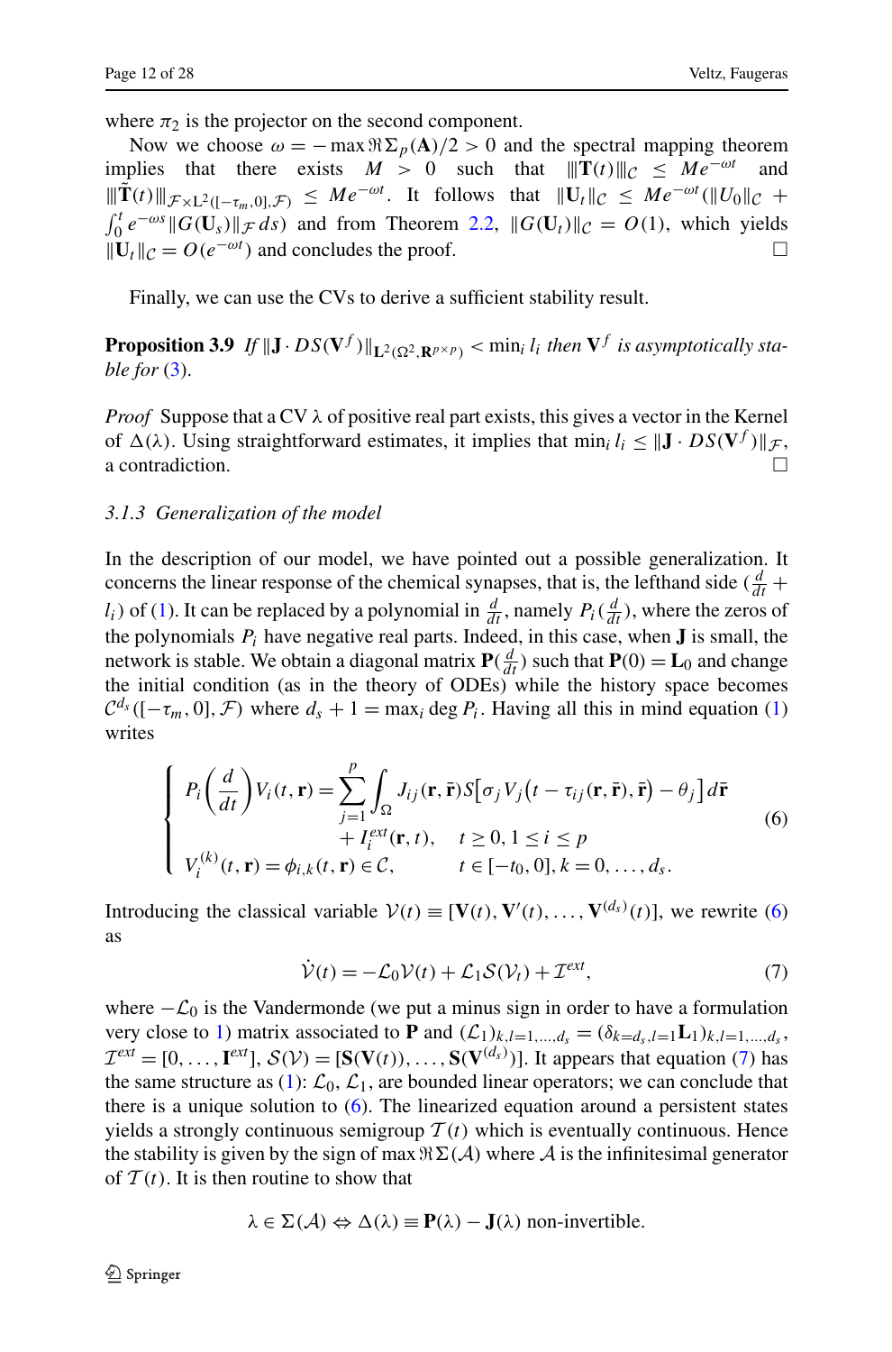where $\pi_2$ is the projector on the second component.

Now we choose $\omega = -\max \Re\Sigma_p(\mathbf{A})/2 > 0$ and the spectral mapping theorem implies that there exists $M > 0$ such that $|||\mathbf{T}(t)|||_{\mathcal{C}} \leq Me^{-\omega t}$ and $|||\tilde{\mathbf{T}}(t)|||_{\mathcal{F}\times \mathrm{L}^2([-\tau_m,0],\mathcal{F})} \leq Me^{-\omega t}$. It follows that $\|\mathbf{U}_t\|_{\mathcal{C}} \leq Me^{-\omega t}(\|U_0\|_{\mathcal{C}} + \int_0^t e^{-\omega s}\|G(\mathbf{U}_s)\|_{\mathcal{F}}\, ds)$ and from Theorem 2.2, $\|G(\mathbf{U}_t)\|_{\mathcal{C}} = O(1)$, which yields $\|\mathbf{U}_t\|_{\mathcal{C}} = O(e^{-\omega t})$ and concludes the proof. □

Finally, we can use the CVs to derive a sufficient stability result.

**Proposition 3.9** *If* $\|\mathbf{J} \cdot DS(\mathbf{V}^f)\|_{\mathbf{L}^2(\Omega^2,\mathbf{R}^{p\times p})} < \min_i l_i$ *then* $\mathbf{V}^f$ *is asymptotically stable for* (3).

*Proof* Suppose that a CV $\lambda$ of positive real part exists, this gives a vector in the Kernel of $\Delta(\lambda)$. Using straightforward estimates, it implies that $\min_i l_i \leq \|\mathbf{J} \cdot DS(\mathbf{V}^f)\|_{\mathcal{F}}$, a contradiction. □

### *3.1.3 Generalization of the model*

In the description of our model, we have pointed out a possible generalization. It concerns the linear response of the chemical synapses, that is, the lefthand side $(\frac{d}{dt} + l_i)$ of (1). It can be replaced by a polynomial in $\frac{d}{dt}$, namely $P_i(\frac{d}{dt})$, where the zeros of the polynomials $P_i$ have negative real parts. Indeed, in this case, when $\mathbf{J}$ is small, the network is stable. We obtain a diagonal matrix $\mathbf{P}(\frac{d}{dt})$ such that $\mathbf{P}(0) = \mathbf{L}_0$ and change the initial condition (as in the theory of ODEs) while the history space becomes $\mathcal{C}^{d_s}([-\tau_m, 0], \mathcal{F})$ where $d_s + 1 = \max_i \deg P_i$. Having all this in mind equation (1) writes

$$
\begin{cases}
P_i\left(\dfrac{d}{dt}\right) V_i(t,\mathbf{r}) = \displaystyle\sum_{j=1}^{p} \int_{\Omega} J_{ij}(\mathbf{r},\bar{\mathbf{r}}) S\big[\sigma_j V_j\big(t - \tau_{ij}(\mathbf{r},\bar{\mathbf{r}}),\bar{\mathbf{r}}\big) - \theta_j\big]\, d\bar{\mathbf{r}} \\
\qquad\qquad\qquad\quad + I_i^{ext}(\mathbf{r},t), \quad t \geq 0, 1 \leq i \leq p \\
V_i^{(k)}(t,\mathbf{r}) = \phi_{i,k}(t,\mathbf{r}) \in \mathcal{C}, \qquad t \in [-t_0, 0], k = 0, \ldots, d_s.
\end{cases}
\tag{6}
$$

Introducing the classical variable $\mathcal{V}(t) \equiv [\mathbf{V}(t), \mathbf{V}'(t), \ldots, \mathbf{V}^{(d_s)}(t)]$, we rewrite (6) as

$$
\dot{\mathcal{V}}(t) = -\mathcal{L}_0 \mathcal{V}(t) + \mathcal{L}_1 \mathcal{S}(\mathcal{V}_t) + \mathcal{I}^{ext}, \tag{7}
$$

where $-\mathcal{L}_0$ is the Vandermonde (we put a minus sign in order to have a formulation very close to 1) matrix associated to $\mathbf{P}$ and $(\mathcal{L}_1)_{k,l=1,\ldots,d_s} = (\delta_{k=d_s,l=1}\mathbf{L}_1)_{k,l=1,\ldots,d_s}$, $\mathcal{I}^{ext} = [0, \ldots, \mathbf{I}^{ext}]$, $\mathcal{S}(\mathcal{V}) = [\mathbf{S}(\mathbf{V}(t)), \ldots, \mathbf{S}(\mathbf{V}^{(d_s)})]$. It appears that equation (7) has the same structure as (1): $\mathcal{L}_0$, $\mathcal{L}_1$, are bounded linear operators; we can conclude that there is a unique solution to (6). The linearized equation around a persistent states yields a strongly continuous semigroup $\mathcal{T}(t)$ which is eventually continuous. Hence the stability is given by the sign of $\max \Re\Sigma(\mathcal{A})$ where $\mathcal{A}$ is the infinitesimal generator of $\mathcal{T}(t)$. It is then routine to show that

$$
\lambda \in \Sigma(\mathcal{A}) \Leftrightarrow \Delta(\lambda) \equiv \mathbf{P}(\lambda) - \mathbf{J}(\lambda) \text{ non-invertible.}
$$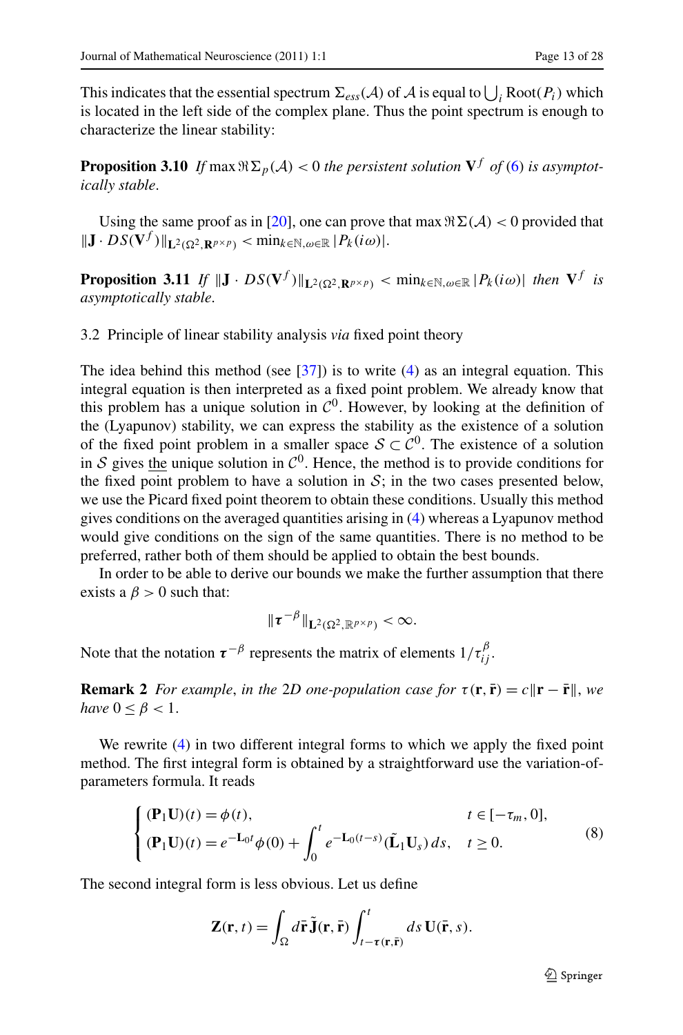This indicates that the essential spectrum $\Sigma_{ess}(\mathcal{A})$ of $\mathcal{A}$ is equal to $\bigcup_i \text{Root}(P_i)$ which is located in the left side of the complex plane. Thus the point spectrum is enough to characterize the linear stability:

**Proposition 3.10** *If* $\max \Re \Sigma_p(\mathcal{A}) < 0$ *the persistent solution* $\mathbf{V}^f$ *of* (6) *is asymptotically stable.*

Using the same proof as in [20], one can prove that $\max \Re \Sigma(\mathcal{A}) < 0$ provided that $\|\mathbf{J} \cdot DS(\mathbf{V}^f)\|_{\mathbf{L}^2(\Omega^2, \mathbf{R}^{p\times p})} < \min_{k\in\mathbb{N}, \omega\in\mathbb{R}} |P_k(i\omega)|$.

**Proposition 3.11** *If* $\|\mathbf{J} \cdot DS(\mathbf{V}^f)\|_{\mathbf{L}^2(\Omega^2, \mathbf{R}^{p\times p})} < \min_{k\in\mathbb{N}, \omega\in\mathbb{R}} |P_k(i\omega)|$ *then* $\mathbf{V}^f$ *is asymptotically stable.*

### 3.2 Principle of linear stability analysis *via* fixed point theory

The idea behind this method (see [37]) is to write (4) as an integral equation. This integral equation is then interpreted as a fixed point problem. We already know that this problem has a unique solution in $\mathcal{C}^0$. However, by looking at the definition of the (Lyapunov) stability, we can express the stability as the existence of a solution of the fixed point problem in a smaller space $\mathcal{S} \subset \mathcal{C}^0$. The existence of a solution in $\mathcal{S}$ gives the unique solution in $\mathcal{C}^0$. Hence, the method is to provide conditions for the fixed point problem to have a solution in $\mathcal{S}$; in the two cases presented below, we use the Picard fixed point theorem to obtain these conditions. Usually this method gives conditions on the averaged quantities arising in (4) whereas a Lyapunov method would give conditions on the sign of the same quantities. There is no method to be preferred, rather both of them should be applied to obtain the best bounds.

In order to be able to derive our bounds we make the further assumption that there exists a $\beta > 0$ such that:

$$\|\boldsymbol{\tau}^{-\beta}\|_{\mathbf{L}^2(\Omega^2, \mathbb{R}^{p\times p})} < \infty.$$

Note that the notation $\boldsymbol{\tau}^{-\beta}$ represents the matrix of elements $1/\tau_{ij}^{\beta}$.

**Remark 2** *For example, in the* 2D *one-population case for* $\tau(\mathbf{r}, \bar{\mathbf{r}}) = c\|\mathbf{r} - \bar{\mathbf{r}}\|$, *we have* $0 \le \beta < 1$.

We rewrite (4) in two different integral forms to which we apply the fixed point method. The first integral form is obtained by a straightforward use the variation-of-parameters formula. It reads

$$\begin{cases} (\mathbf{P}_1\mathbf{U})(t) = \phi(t), & t \in [-\tau_m, 0], \\ (\mathbf{P}_1\mathbf{U})(t) = e^{-\mathbf{L}_0 t}\phi(0) + \int_0^t e^{-\mathbf{L}_0(t-s)}(\tilde{\mathbf{L}}_1\mathbf{U}_s)\, ds, & t \ge 0. \end{cases} \tag{8}$$

The second integral form is less obvious. Let us define

$$\mathbf{Z}(\mathbf{r}, t) = \int_\Omega d\bar{\mathbf{r}}\, \tilde{\mathbf{J}}(\mathbf{r}, \bar{\mathbf{r}}) \int_{t-\boldsymbol{\tau}(\mathbf{r},\bar{\mathbf{r}})}^{t} ds\, \mathbf{U}(\bar{\mathbf{r}}, s).$$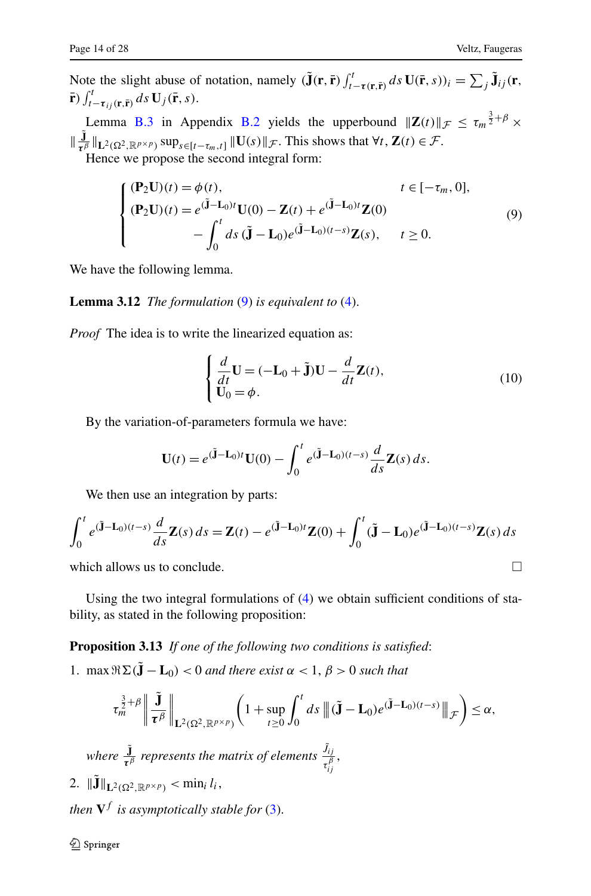Note the slight abuse of notation, namely $(\tilde{\mathbf{J}}(\mathbf{r},\bar{\mathbf{r}})\int_{t-\boldsymbol{\tau}(\mathbf{r},\bar{\mathbf{r}})}^{t} ds\,\mathbf{U}(\bar{\mathbf{r}},s))_i = \sum_j \tilde{\mathbf{J}}_{ij}(\mathbf{r},\bar{\mathbf{r}})\int_{t-\boldsymbol{\tau}_{ij}(\mathbf{r},\bar{\mathbf{r}})}^{t} ds\,\mathbf{U}_j(\bar{\mathbf{r}},s)$.

Lemma B.3 in Appendix B.2 yields the upperbound $\|\mathbf{Z}(t)\|_{\mathcal{F}} \le \tau_m^{\frac{3}{2}+\beta} \times \|\frac{\tilde{\mathbf{J}}}{\boldsymbol{\tau}^\beta}\|_{\mathbf{L}^2(\Omega^2,\mathbb{R}^{p\times p})} \sup_{s\in[t-\tau_m,t]}\|\mathbf{U}(s)\|_{\mathcal{F}}$. This shows that $\forall t$, $\mathbf{Z}(t)\in\mathcal{F}$.

Hence we propose the second integral form:

$$
\begin{cases}
(\mathbf{P}_2\mathbf{U})(t) = \phi(t), & t\in[-\tau_m,0],\\
(\mathbf{P}_2\mathbf{U})(t) = e^{(\tilde{\mathbf{J}}-\mathbf{L}_0)t}\mathbf{U}(0) - \mathbf{Z}(t) + e^{(\tilde{\mathbf{J}}-\mathbf{L}_0)t}\mathbf{Z}(0) & \\
\qquad\qquad - \displaystyle\int_0^t ds\,(\tilde{\mathbf{J}}-\mathbf{L}_0)e^{(\tilde{\mathbf{J}}-\mathbf{L}_0)(t-s)}\mathbf{Z}(s), & t\ge 0.
\end{cases}
\tag{9}
$$

We have the following lemma.

**Lemma 3.12** *The formulation* (9) *is equivalent to* (4).

*Proof* The idea is to write the linearized equation as:

$$
\begin{cases}
\dfrac{d}{dt}\mathbf{U} = (-\mathbf{L}_0+\tilde{\mathbf{J}})\mathbf{U} - \dfrac{d}{dt}\mathbf{Z}(t),\\
\mathbf{U}_0 = \phi.
\end{cases}
\tag{10}
$$

By the variation-of-parameters formula we have:

$$
\mathbf{U}(t) = e^{(\tilde{\mathbf{J}}-\mathbf{L}_0)t}\mathbf{U}(0) - \int_0^t e^{(\tilde{\mathbf{J}}-\mathbf{L}_0)(t-s)}\frac{d}{ds}\mathbf{Z}(s)\,ds.
$$

We then use an integration by parts:

$$
\int_0^t e^{(\tilde{\mathbf{J}}-\mathbf{L}_0)(t-s)}\frac{d}{ds}\mathbf{Z}(s)\,ds = \mathbf{Z}(t) - e^{(\tilde{\mathbf{J}}-\mathbf{L}_0)t}\mathbf{Z}(0) + \int_0^t(\tilde{\mathbf{J}}-\mathbf{L}_0)e^{(\tilde{\mathbf{J}}-\mathbf{L}_0)(t-s)}\mathbf{Z}(s)\,ds
$$

which allows us to conclude. □

Using the two integral formulations of (4) we obtain sufficient conditions of stability, as stated in the following proposition:

**Proposition 3.13** *If one of the following two conditions is satisfied*:

1. $\max\Re\Sigma(\tilde{\mathbf{J}}-\mathbf{L}_0)<0$ *and there exist* $\alpha<1$, $\beta>0$ *such that*

$$
\tau_m^{\frac{3}{2}+\beta}\left\|\frac{\tilde{\mathbf{J}}}{\boldsymbol{\tau}^\beta}\right\|_{\mathbf{L}^2(\Omega^2,\mathbb{R}^{p\times p})}\left(1+\sup_{t\ge0}\int_0^t ds\,\left\|(\tilde{\mathbf{J}}-\mathbf{L}_0)e^{(\tilde{\mathbf{J}}-\mathbf{L}_0)(t-s)}\right\|_{\mathcal{F}}\right)\le\alpha,
$$

   *where* $\frac{\tilde{\mathbf{J}}}{\boldsymbol{\tau}^\beta}$ *represents the matrix of elements* $\frac{\tilde{J}_{ij}}{\tau_{ij}^\beta}$,

2. $\|\tilde{\mathbf{J}}\|_{\mathbf{L}^2(\Omega^2,\mathbb{R}^{p\times p})}<\min_i l_i$,

*then* $\mathbf{V}^f$ *is asymptotically stable for* (3).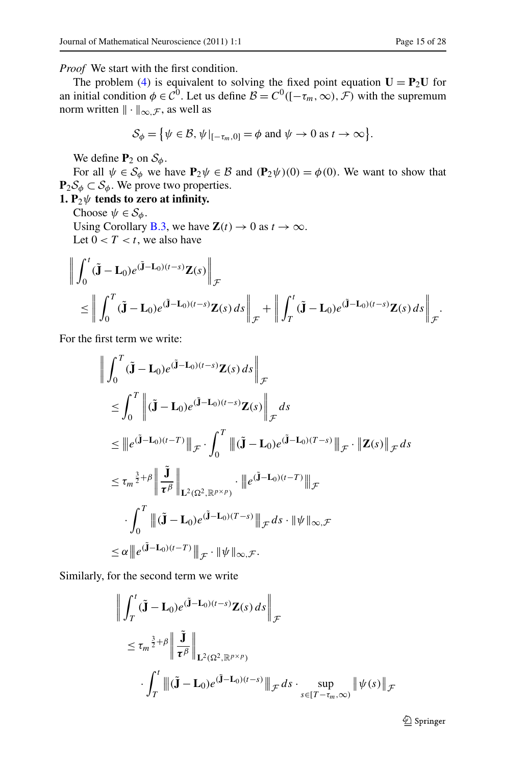*Proof* We start with the first condition.

The problem (4) is equivalent to solving the fixed point equation $\mathbf{U} = \mathbf{P}_2\mathbf{U}$ for an initial condition $\phi \in \mathcal{C}^0$. Let us define $\mathcal{B} = C^0([-\tau_m, \infty), \mathcal{F})$ with the supremum norm written $\|\cdot\|_{\infty,\mathcal{F}}$, as well as

$$\mathcal{S}_\phi = \left\{\psi \in \mathcal{B}, \psi|_{[-\tau_m,0]} = \phi \text{ and } \psi \to 0 \text{ as } t \to \infty\right\}.$$

We define $\mathbf{P}_2$ on $\mathcal{S}_\phi$.

For all $\psi \in \mathcal{S}_\phi$ we have $\mathbf{P}_2\psi \in \mathcal{B}$ and $(\mathbf{P}_2\psi)(0) = \phi(0)$. We want to show that $\mathbf{P}_2\mathcal{S}_\phi \subset \mathcal{S}_\phi$. We prove two properties.

**1. $\mathbf{P}_2\psi$ tends to zero at infinity.**

Choose $\psi \in \mathcal{S}_\phi$.

Using Corollary B.3, we have $\mathbf{Z}(t) \to 0$ as $t \to \infty$.

Let $0 < T < t$, we also have

$$\left\|\int_0^t (\tilde{\mathbf{J}} - \mathbf{L}_0)e^{(\tilde{\mathbf{J}}-\mathbf{L}_0)(t-s)}\mathbf{Z}(s)\right\|_{\mathcal{F}} \leq \left\|\int_0^T (\tilde{\mathbf{J}} - \mathbf{L}_0)e^{(\tilde{\mathbf{J}}-\mathbf{L}_0)(t-s)}\mathbf{Z}(s)\,ds\right\|_{\mathcal{F}} + \left\|\int_T^t (\tilde{\mathbf{J}} - \mathbf{L}_0)e^{(\tilde{\mathbf{J}}-\mathbf{L}_0)(t-s)}\mathbf{Z}(s)\,ds\right\|_{\mathcal{F}}.$$

For the first term we write:

$$\begin{aligned}
&\left\|\int_0^T (\tilde{\mathbf{J}} - \mathbf{L}_0)e^{(\tilde{\mathbf{J}}-\mathbf{L}_0)(t-s)}\mathbf{Z}(s)\,ds\right\|_{\mathcal{F}} \\
&\quad\leq \int_0^T \left\|(\tilde{\mathbf{J}} - \mathbf{L}_0)e^{(\tilde{\mathbf{J}}-\mathbf{L}_0)(t-s)}\mathbf{Z}(s)\right\|_{\mathcal{F}} ds \\
&\quad\leq \left|\!\left|\!\left| e^{(\tilde{\mathbf{J}}-\mathbf{L}_0)(t-T)} \right|\!\right|\!\right|_{\mathcal{F}} \cdot \int_0^T \left|\!\left|\!\left|(\tilde{\mathbf{J}} - \mathbf{L}_0)e^{(\tilde{\mathbf{J}}-\mathbf{L}_0)(T-s)}\right|\!\right|\!\right|_{\mathcal{F}} \cdot \left\|\mathbf{Z}(s)\right\|_{\mathcal{F}} ds \\
&\quad\leq {\tau_m}^{\frac{3}{2}+\beta}\left\|\frac{\tilde{\mathbf{J}}}{\boldsymbol{\tau}^\beta}\right\|_{\mathbf{L}^2(\Omega^2,\mathbb{R}^{p\times p})} \cdot \left|\!\left|\!\left| e^{(\tilde{\mathbf{J}}-\mathbf{L}_0)(t-T)} \right|\!\right|\!\right|_{\mathcal{F}} \\
&\qquad\cdot \int_0^T \left|\!\left|\!\left|(\tilde{\mathbf{J}} - \mathbf{L}_0)e^{(\tilde{\mathbf{J}}-\mathbf{L}_0)(T-s)}\right|\!\right|\!\right|_{\mathcal{F}} ds \cdot \|\psi\|_{\infty,\mathcal{F}} \\
&\quad\leq \alpha \left|\!\left|\!\left| e^{(\tilde{\mathbf{J}}-\mathbf{L}_0)(t-T)} \right|\!\right|\!\right|_{\mathcal{F}} \cdot \|\psi\|_{\infty,\mathcal{F}}.
\end{aligned}$$

Similarly, for the second term we write

$$\begin{aligned}
&\left\|\int_T^t (\tilde{\mathbf{J}} - \mathbf{L}_0)e^{(\tilde{\mathbf{J}}-\mathbf{L}_0)(t-s)}\mathbf{Z}(s)\,ds\right\|_{\mathcal{F}} \\
&\quad\leq {\tau_m}^{\frac{3}{2}+\beta}\left\|\frac{\tilde{\mathbf{J}}}{\boldsymbol{\tau}^\beta}\right\|_{\mathbf{L}^2(\Omega^2,\mathbb{R}^{p\times p})} \\
&\qquad\cdot \int_T^t \left|\!\left|\!\left|(\tilde{\mathbf{J}} - \mathbf{L}_0)e^{(\tilde{\mathbf{J}}-\mathbf{L}_0)(t-s)}\right|\!\right|\!\right|_{\mathcal{F}} ds \cdot \sup_{s\in[T-\tau_m,\infty)} \left\|\psi(s)\right\|_{\mathcal{F}}
\end{aligned}$$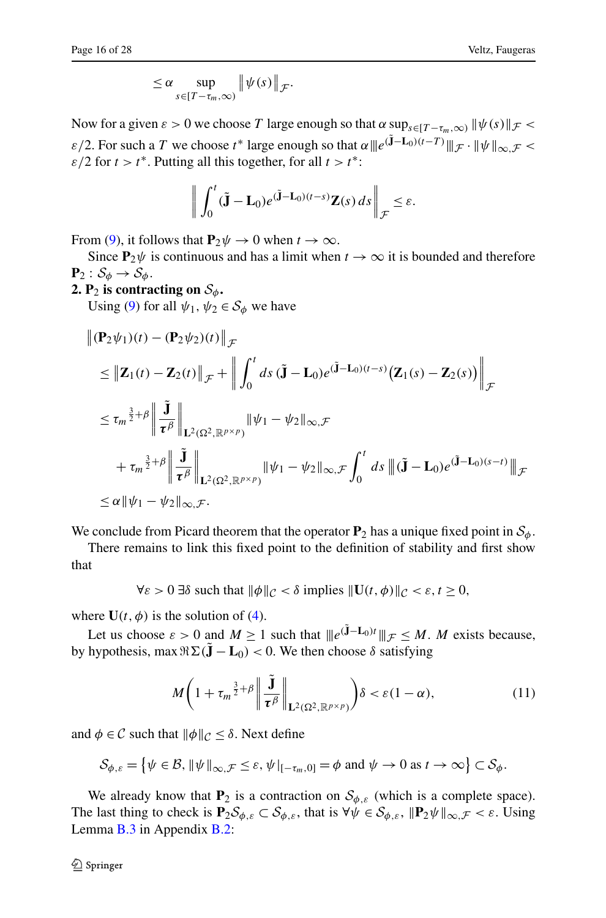$$\leq \alpha \sup_{s \in [T-\tau_m,\infty)} \left\| \psi(s) \right\|_{\mathcal{F}}.$$

Now for a given $\varepsilon > 0$ we choose $T$ large enough so that $\alpha \sup_{s\in[T-\tau_m,\infty)} \|\psi(s)\|_{\mathcal{F}} < \varepsilon/2$. For such a $T$ we choose $t^*$ large enough so that $\alpha |||e^{(\tilde{\mathbf{J}}-\mathbf{L}_0)(t-T)}|||_{\mathcal{F}} \cdot \|\psi\|_{\infty,\mathcal{F}} < \varepsilon/2$ for $t > t^*$. Putting all this together, for all $t > t^*$:

$$\left\| \int_0^t (\tilde{\mathbf{J}} - \mathbf{L}_0) e^{(\tilde{\mathbf{J}}-\mathbf{L}_0)(t-s)} \mathbf{Z}(s)\, ds \right\|_{\mathcal{F}} \leq \varepsilon.$$

From (9), it follows that $\mathbf{P}_2\psi \to 0$ when $t \to \infty$.

Since $\mathbf{P}_2\psi$ is continuous and has a limit when $t \to \infty$ it is bounded and therefore $\mathbf{P}_2 : \mathcal{S}_\phi \to \mathcal{S}_\phi$.

**2. $\mathbf{P}_2$ is contracting on $\mathcal{S}_\phi$.**

Using (9) for all $\psi_1, \psi_2 \in \mathcal{S}_\phi$ we have

$$\begin{aligned}
&\left\| (\mathbf{P}_2\psi_1)(t) - (\mathbf{P}_2\psi_2)(t) \right\|_{\mathcal{F}} \\
&\quad \leq \left\| \mathbf{Z}_1(t) - \mathbf{Z}_2(t) \right\|_{\mathcal{F}} + \left\| \int_0^t ds\, (\tilde{\mathbf{J}} - \mathbf{L}_0) e^{(\tilde{\mathbf{J}}-\mathbf{L}_0)(t-s)} \big(\mathbf{Z}_1(s) - \mathbf{Z}_2(s)\big) \right\|_{\mathcal{F}} \\
&\quad \leq \tau_m{}^{\frac{3}{2}+\beta} \left\| \frac{\tilde{\mathbf{J}}}{\boldsymbol{\tau}^\beta} \right\|_{\mathbf{L}^2(\Omega^2,\mathbb{R}^{p\times p})} \|\psi_1 - \psi_2\|_{\infty,\mathcal{F}} \\
&\qquad + \tau_m{}^{\frac{3}{2}+\beta} \left\| \frac{\tilde{\mathbf{J}}}{\boldsymbol{\tau}^\beta} \right\|_{\mathbf{L}^2(\Omega^2,\mathbb{R}^{p\times p})} \|\psi_1 - \psi_2\|_{\infty,\mathcal{F}} \int_0^t ds\, |||(\tilde{\mathbf{J}} - \mathbf{L}_0) e^{(\tilde{\mathbf{J}}-\mathbf{L}_0)(s-t)}|||_{\mathcal{F}} \\
&\quad \leq \alpha \|\psi_1 - \psi_2\|_{\infty,\mathcal{F}}.
\end{aligned}$$

We conclude from Picard theorem that the operator $\mathbf{P}_2$ has a unique fixed point in $\mathcal{S}_\phi$.

There remains to link this fixed point to the definition of stability and first show that

$$\forall \varepsilon > 0\ \exists \delta \text{ such that } \|\phi\|_{\mathcal{C}} < \delta \text{ implies } \|\mathbf{U}(t,\phi)\|_{\mathcal{C}} < \varepsilon, t \geq 0,$$

where $\mathbf{U}(t,\phi)$ is the solution of (4).

Let us choose $\varepsilon > 0$ and $M \geq 1$ such that $|||e^{(\tilde{\mathbf{J}}-\mathbf{L}_0)t}|||_{\mathcal{F}} \leq M$. $M$ exists because, by hypothesis, $\max \Re\Sigma(\tilde{\mathbf{J}} - \mathbf{L}_0) < 0$. We then choose $\delta$ satisfying

$$M\left(1 + \tau_m{}^{\frac{3}{2}+\beta} \left\| \frac{\tilde{\mathbf{J}}}{\boldsymbol{\tau}^\beta} \right\|_{\mathbf{L}^2(\Omega^2,\mathbb{R}^{p\times p})}\right)\delta < \varepsilon(1-\alpha), \tag{11}$$

and $\phi \in \mathcal{C}$ such that $\|\phi\|_{\mathcal{C}} \leq \delta$. Next define

$$\mathcal{S}_{\phi,\varepsilon} = \left\{\psi \in \mathcal{B}, \|\psi\|_{\infty,\mathcal{F}} \leq \varepsilon, \psi|_{[-\tau_m,0]} = \phi \text{ and } \psi \to 0 \text{ as } t \to \infty\right\} \subset \mathcal{S}_\phi.$$

We already know that $\mathbf{P}_2$ is a contraction on $\mathcal{S}_{\phi,\varepsilon}$ (which is a complete space). The last thing to check is $\mathbf{P}_2\mathcal{S}_{\phi,\varepsilon} \subset \mathcal{S}_{\phi,\varepsilon}$, that is $\forall \psi \in \mathcal{S}_{\phi,\varepsilon}$, $\|\mathbf{P}_2\psi\|_{\infty,\mathcal{F}} < \varepsilon$. Using Lemma B.3 in Appendix B.2: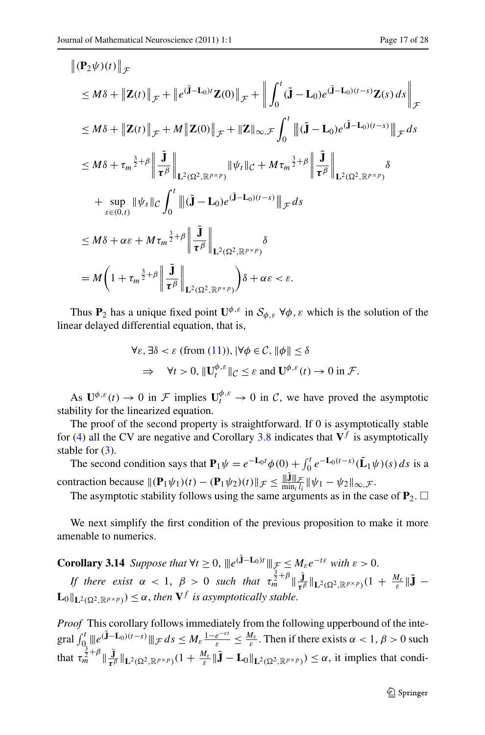$$
\begin{aligned}
&\left\|(\mathbf{P}_2\psi)(t)\right\|_{\mathcal{F}} \\
&\le M\delta + \left\|\mathbf{Z}(t)\right\|_{\mathcal{F}} + \left\|e^{(\tilde{\mathbf{J}}-\mathbf{L}_0)t}\mathbf{Z}(0)\right\|_{\mathcal{F}} + \left\|\int_0^t (\tilde{\mathbf{J}}-\mathbf{L}_0)e^{(\tilde{\mathbf{J}}-\mathbf{L}_0)(t-s)}\mathbf{Z}(s)\,ds\right\|_{\mathcal{F}} \\
&\le M\delta + \left\|\mathbf{Z}(t)\right\|_{\mathcal{F}} + M\left\|\mathbf{Z}(0)\right\|_{\mathcal{F}} + \|\mathbf{Z}\|_{\infty,\mathcal{F}} \int_0^t \left\|\!\left|(\tilde{\mathbf{J}}-\mathbf{L}_0)e^{(\tilde{\mathbf{J}}-\mathbf{L}_0)(t-s)}\right|\!\right\|_{\mathcal{F}} ds \\
&\le M\delta + {\tau_m}^{\frac{3}{2}+\beta}\left\|\frac{\tilde{\mathbf{J}}}{\boldsymbol{\tau}^\beta}\right\|_{\mathbf{L}^2(\Omega^2,\mathbb{R}^{p\times p})}\|\psi_t\|_{\mathcal{C}} + M{\tau_m}^{\frac{3}{2}+\beta}\left\|\frac{\tilde{\mathbf{J}}}{\boldsymbol{\tau}^\beta}\right\|_{\mathbf{L}^2(\Omega^2,\mathbb{R}^{p\times p})}\delta \\
&\quad + \sup_{s\in(0,t)}\|\psi_s\|_{\mathcal{C}}\int_0^t \left\|\!\left|(\tilde{\mathbf{J}}-\mathbf{L}_0)e^{(\tilde{\mathbf{J}}-\mathbf{L}_0)(t-s)}\right|\!\right\|_{\mathcal{F}} ds \\
&\le M\delta + \alpha\varepsilon + M{\tau_m}^{\frac{3}{2}+\beta}\left\|\frac{\tilde{\mathbf{J}}}{\boldsymbol{\tau}^\beta}\right\|_{\mathbf{L}^2(\Omega^2,\mathbb{R}^{p\times p})}\delta \\
&= M\left(1 + {\tau_m}^{\frac{3}{2}+\beta}\left\|\frac{\tilde{\mathbf{J}}}{\boldsymbol{\tau}^\beta}\right\|_{\mathbf{L}^2(\Omega^2,\mathbb{R}^{p\times p})}\right)\delta + \alpha\varepsilon < \varepsilon.
\end{aligned}
$$

Thus $\mathbf{P}_2$ has a unique fixed point $\mathbf{U}^{\phi,\varepsilon}$ in $\mathcal{S}_{\phi,\varepsilon}$ $\forall\phi,\varepsilon$ which is the solution of the linear delayed differential equation, that is,

$$
\begin{aligned}
&\forall\varepsilon, \exists\delta < \varepsilon \text{ (from (11))}, |\forall\phi \in \mathcal{C}, \|\phi\| \le \delta \\
&\quad\Rightarrow\quad \forall t > 0, \|\mathbf{U}_t^{\phi,\varepsilon}\|_{\mathcal{C}} \le \varepsilon \text{ and } \mathbf{U}^{\phi,\varepsilon}(t) \to 0 \text{ in } \mathcal{F}.
\end{aligned}
$$

As $\mathbf{U}^{\phi,\varepsilon}(t) \to 0$ in $\mathcal{F}$ implies $\mathbf{U}_t^{\phi,\varepsilon} \to 0$ in $\mathcal{C}$, we have proved the asymptotic stability for the linearized equation.

The proof of the second property is straightforward. If 0 is asymptotically stable for (4) all the CV are negative and Corollary 3.8 indicates that $\mathbf{V}^f$ is asymptotically stable for (3).

The second condition says that $\mathbf{P}_1\psi = e^{-\mathbf{L}_0 t}\phi(0) + \int_0^t e^{-\mathbf{L}_0(t-s)}(\tilde{\mathbf{L}}_1\psi)(s)\,ds$ is a contraction because $\|(\mathbf{P}_1\psi_1)(t) - (\mathbf{P}_1\psi_2)(t)\|_{\mathcal{F}} \le \frac{\|\!|\tilde{\mathbf{J}}|\!\|_{\mathcal{F}}}{\min_i l_i}\|\psi_1 - \psi_2\|_{\infty,\mathcal{F}}$.

The asymptotic stability follows using the same arguments as in the case of $\mathbf{P}_2$. □

We next simplify the first condition of the previous proposition to make it more amenable to numerics.

**Corollary 3.14** *Suppose that* $\forall t \ge 0$, $\|\!|e^{(\tilde{\mathbf{J}}-\mathbf{L}_0)t}|\!\|_{\mathcal{F}} \le M_\varepsilon e^{-t\varepsilon}$ *with* $\varepsilon > 0$.

*If there exist* $\alpha < 1$, $\beta > 0$ *such that* $\tau_m^{\frac{3}{2}+\beta}\|\frac{\tilde{\mathbf{J}}}{\boldsymbol{\tau}^\beta}\|_{\mathbf{L}^2(\Omega^2,\mathbb{R}^{p\times p})}(1 + \frac{M_\varepsilon}{\varepsilon}\|\tilde{\mathbf{J}} - \mathbf{L}_0\|_{\mathbf{L}^2(\Omega^2,\mathbb{R}^{p\times p})}) \le \alpha$, *then* $\mathbf{V}^f$ *is asymptotically stable.*

*Proof* This corollary follows immediately from the following upperbound of the integral $\int_0^t \|\!|e^{(\tilde{\mathbf{J}}-\mathbf{L}_0)(t-s)}|\!\|_{\mathcal{F}}\,ds \le M_\varepsilon\frac{1-e^{-\varepsilon t}}{\varepsilon} \le \frac{M_\varepsilon}{\varepsilon}$. Then if there exists $\alpha < 1$, $\beta > 0$ such that $\tau_m^{\frac{3}{2}+\beta}\|\frac{\tilde{\mathbf{J}}}{\boldsymbol{\tau}^\beta}\|_{\mathbf{L}^2(\Omega^2,\mathbb{R}^{p\times p})}(1 + \frac{M_\varepsilon}{\varepsilon}\|\tilde{\mathbf{J}} - \mathbf{L}_0\|_{\mathbf{L}^2(\Omega^2,\mathbb{R}^{p\times p})}) \le \alpha$, it implies that condi-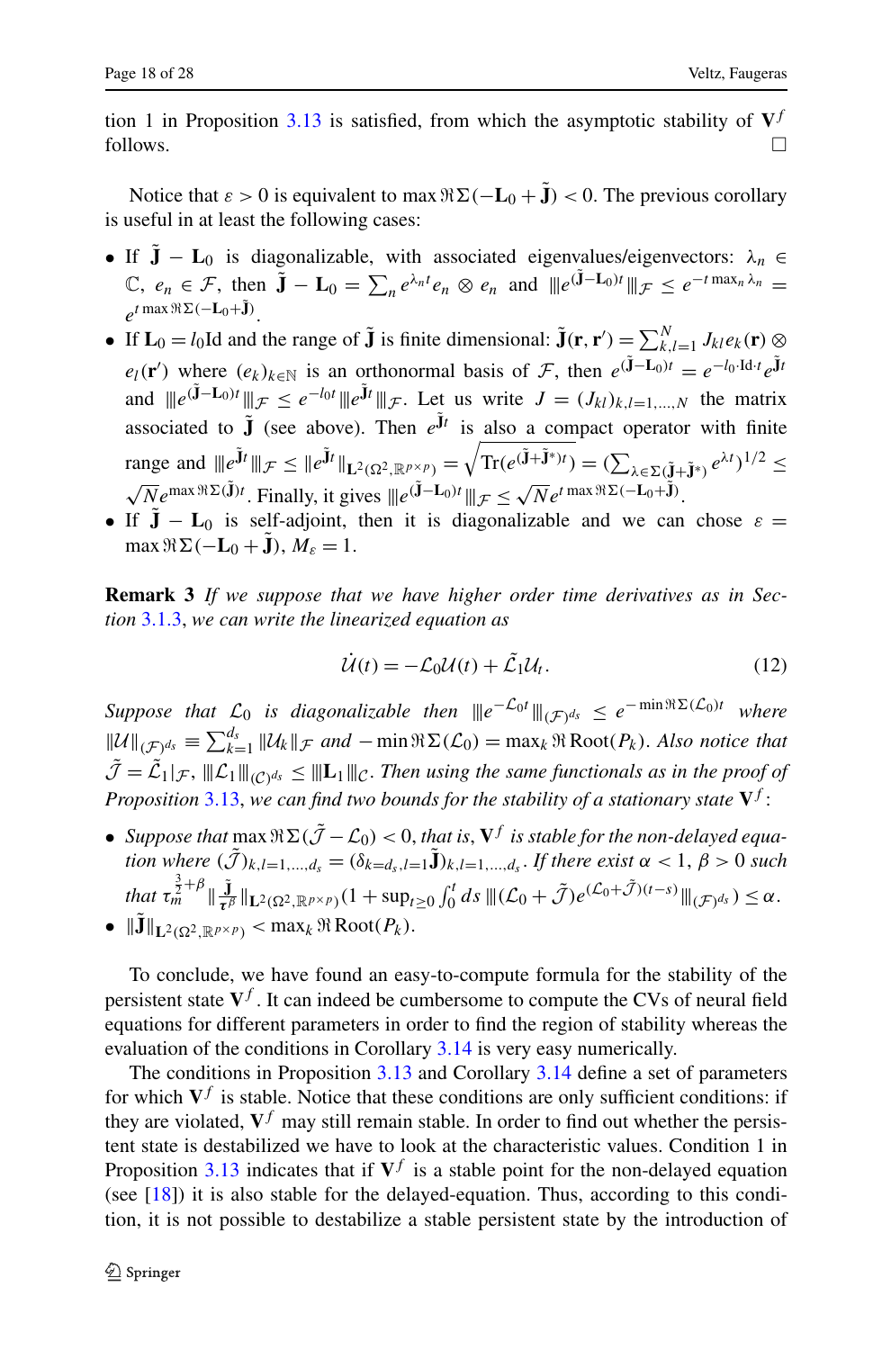tion 1 in Proposition 3.13 is satisfied, from which the asymptotic stability of $\mathbf{V}^f$ follows. □

Notice that $\varepsilon > 0$ is equivalent to $\max \Re\Sigma(-\mathbf{L}_0 + \tilde{\mathbf{J}}) < 0$. The previous corollary is useful in at least the following cases:

- If $\tilde{\mathbf{J}} - \mathbf{L}_0$ is diagonalizable, with associated eigenvalues/eigenvectors: $\lambda_n \in \mathbb{C}$, $e_n \in \mathcal{F}$, then $\tilde{\mathbf{J}} - \mathbf{L}_0 = \sum_n e^{\lambda_n t} e_n \otimes e_n$ and $|||e^{(\tilde{\mathbf{J}}-\mathbf{L}_0)t}|||_{\mathcal{F}} \le e^{-t \max_n \lambda_n} = e^{t \max \Re\Sigma(-\mathbf{L}_0 + \tilde{\mathbf{J}})}$.
- If $\mathbf{L}_0 = l_0 \mathrm{Id}$ and the range of $\tilde{\mathbf{J}}$ is finite dimensional: $\tilde{\mathbf{J}}(\mathbf{r}, \mathbf{r}') = \sum_{k,l=1}^{N} J_{kl} e_k(\mathbf{r}) \otimes e_l(\mathbf{r}')$ where $(e_k)_{k\in\mathbb{N}}$ is an orthonormal basis of $\mathcal{F}$, then $e^{(\tilde{\mathbf{J}}-\mathbf{L}_0)t} = e^{-l_0 \cdot \mathrm{Id} \cdot t} e^{\tilde{\mathbf{J}}t}$ and $|||e^{(\tilde{\mathbf{J}}-\mathbf{L}_0)t}|||_{\mathcal{F}} \le e^{-l_0 t} |||e^{\tilde{\mathbf{J}}t}|||_{\mathcal{F}}$. Let us write $J = (J_{kl})_{k,l=1,\dots,N}$ the matrix associated to $\tilde{\mathbf{J}}$ (see above). Then $e^{\tilde{\mathbf{J}}t}$ is also a compact operator with finite range and $|||e^{\tilde{\mathbf{J}}t}|||_{\mathcal{F}} \le \|e^{\tilde{\mathbf{J}}t}\|_{\mathbf{L}^2(\Omega^2, \mathbb{R}^{p\times p})} = \sqrt{\mathrm{Tr}(e^{(\tilde{\mathbf{J}}+\tilde{\mathbf{J}}^*)t})} = (\sum_{\lambda \in \Sigma(\tilde{\mathbf{J}}+\tilde{\mathbf{J}}^*)} e^{\lambda t})^{1/2} \le \sqrt{N} e^{\max \Re\Sigma(\tilde{\mathbf{J}})t}$. Finally, it gives $|||e^{(\tilde{\mathbf{J}}-\mathbf{L}_0)t}|||_{\mathcal{F}} \le \sqrt{N} e^{t \max \Re\Sigma(-\mathbf{L}_0 + \tilde{\mathbf{J}})}$.
- If $\tilde{\mathbf{J}} - \mathbf{L}_0$ is self-adjoint, then it is diagonalizable and we can chose $\varepsilon = \max \Re\Sigma(-\mathbf{L}_0 + \tilde{\mathbf{J}})$, $M_\varepsilon = 1$.

**Remark 3** *If we suppose that we have higher order time derivatives as in Section 3.1.3, we can write the linearized equation as*

$$\dot{\mathcal{U}}(t) = -\mathcal{L}_0 \mathcal{U}(t) + \tilde{\mathcal{L}}_1 \mathcal{U}_t. \tag{12}$$

*Suppose that* $\mathcal{L}_0$ *is diagonalizable then* $|||e^{-\mathcal{L}_0 t}|||_{(\mathcal{F})^{d_s}} \le e^{-\min \Re\Sigma(\mathcal{L}_0)t}$ *where* $\|\mathcal{U}\|_{(\mathcal{F})^{d_s}} \equiv \sum_{k=1}^{d_s} \|\mathcal{U}_k\|_{\mathcal{F}}$ *and* $-\min \Re\Sigma(\mathcal{L}_0) = \max_k \Re\,\mathrm{Root}(P_k)$. *Also notice that* $\tilde{\mathcal{J}} = \tilde{\mathcal{L}}_1|_{\mathcal{F}}$, $|||\mathcal{L}_1|||_{(\mathcal{C})^{d_s}} \le |||\mathbf{L}_1|||_{\mathcal{C}}$. *Then using the same functionals as in the proof of Proposition 3.13, we can find two bounds for the stability of a stationary state* $\mathbf{V}^f$:

- *Suppose that* $\max \Re\Sigma(\tilde{\mathcal{J}} - \mathcal{L}_0) < 0$, *that is,* $\mathbf{V}^f$ *is stable for the non-delayed equation where* $(\tilde{\mathcal{J}})_{k,l=1,\dots,d_s} = (\delta_{k=d_s, l=1} \tilde{\mathbf{J}})_{k,l=1,\dots,d_s}$. *If there exist* $\alpha < 1$, $\beta > 0$ *such that* $\tau_m^{\frac{3}{2}+\beta} \|\frac{\tilde{\mathbf{J}}}{\boldsymbol{\tau}^\beta}\|_{\mathbf{L}^2(\Omega^2, \mathbb{R}^{p\times p})} (1 + \sup_{t\ge 0} \int_0^t ds\, |||(\mathcal{L}_0 + \tilde{\mathcal{J}}) e^{(\mathcal{L}_0 + \tilde{\mathcal{J}})(t-s)}|||_{(\mathcal{F})^{d_s}}) \le \alpha$.
- $\|\tilde{\mathbf{J}}\|_{\mathbf{L}^2(\Omega^2, \mathbb{R}^{p\times p})} < \max_k \Re\,\mathrm{Root}(P_k)$.

To conclude, we have found an easy-to-compute formula for the stability of the persistent state $\mathbf{V}^f$. It can indeed be cumbersome to compute the CVs of neural field equations for different parameters in order to find the region of stability whereas the evaluation of the conditions in Corollary 3.14 is very easy numerically.

The conditions in Proposition 3.13 and Corollary 3.14 define a set of parameters for which $\mathbf{V}^f$ is stable. Notice that these conditions are only sufficient conditions: if they are violated, $\mathbf{V}^f$ may still remain stable. In order to find out whether the persistent state is destabilized we have to look at the characteristic values. Condition 1 in Proposition 3.13 indicates that if $\mathbf{V}^f$ is a stable point for the non-delayed equation (see [18]) it is also stable for the delayed-equation. Thus, according to this condition, it is not possible to destabilize a stable persistent state by the introduction of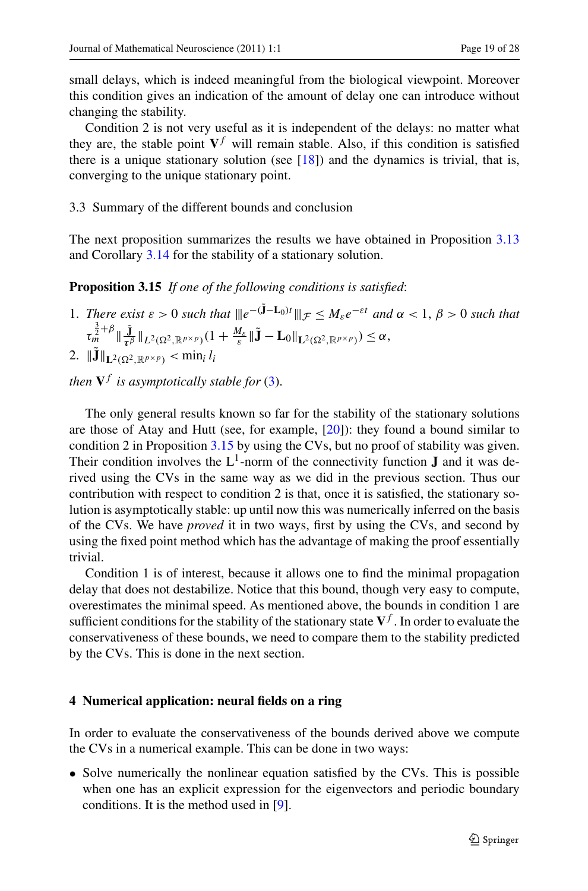small delays, which is indeed meaningful from the biological viewpoint. Moreover this condition gives an indication of the amount of delay one can introduce without changing the stability.

Condition 2 is not very useful as it is independent of the delays: no matter what they are, the stable point $\mathbf{V}^f$ will remain stable. Also, if this condition is satisfied there is a unique stationary solution (see [18]) and the dynamics is trivial, that is, converging to the unique stationary point.

### 3.3 Summary of the different bounds and conclusion

The next proposition summarizes the results we have obtained in Proposition 3.13 and Corollary 3.14 for the stability of a stationary solution.

**Proposition 3.15** *If one of the following conditions is satisfied*:

1. *There exist* $\varepsilon > 0$ *such that* $|||e^{-(\tilde{\mathbf{J}}-\mathbf{L}_0)t}|||_{\mathcal{F}} \leq M_\varepsilon e^{-\varepsilon t}$ *and* $\alpha < 1$, $\beta > 0$ *such that* $\tau_m^{\frac{3}{2}+\beta} \|\frac{\tilde{\mathbf{J}}}{\boldsymbol{\tau}^\beta}\|_{L^2(\Omega^2,\mathbb{R}^{p\times p})}(1 + \frac{M_\varepsilon}{\varepsilon}\|\tilde{\mathbf{J}} - \mathbf{L}_0\|_{\mathbf{L}^2(\Omega^2,\mathbb{R}^{p\times p})}) \leq \alpha$,
2. $\|\tilde{\mathbf{J}}\|_{\mathbf{L}^2(\Omega^2,\mathbb{R}^{p\times p})} < \min_i l_i$

*then* $\mathbf{V}^f$ *is asymptotically stable for* (3).

The only general results known so far for the stability of the stationary solutions are those of Atay and Hutt (see, for example, [20]): they found a bound similar to condition 2 in Proposition 3.15 by using the CVs, but no proof of stability was given. Their condition involves the $\mathrm{L}^1$-norm of the connectivity function $\mathbf{J}$ and it was derived using the CVs in the same way as we did in the previous section. Thus our contribution with respect to condition 2 is that, once it is satisfied, the stationary solution is asymptotically stable: up until now this was numerically inferred on the basis of the CVs. We have *proved* it in two ways, first by using the CVs, and second by using the fixed point method which has the advantage of making the proof essentially trivial.

Condition 1 is of interest, because it allows one to find the minimal propagation delay that does not destabilize. Notice that this bound, though very easy to compute, overestimates the minimal speed. As mentioned above, the bounds in condition 1 are sufficient conditions for the stability of the stationary state $\mathbf{V}^f$. In order to evaluate the conservativeness of these bounds, we need to compare them to the stability predicted by the CVs. This is done in the next section.

## 4 Numerical application: neural fields on a ring

In order to evaluate the conservativeness of the bounds derived above we compute the CVs in a numerical example. This can be done in two ways:

- Solve numerically the nonlinear equation satisfied by the CVs. This is possible when one has an explicit expression for the eigenvectors and periodic boundary conditions. It is the method used in [9].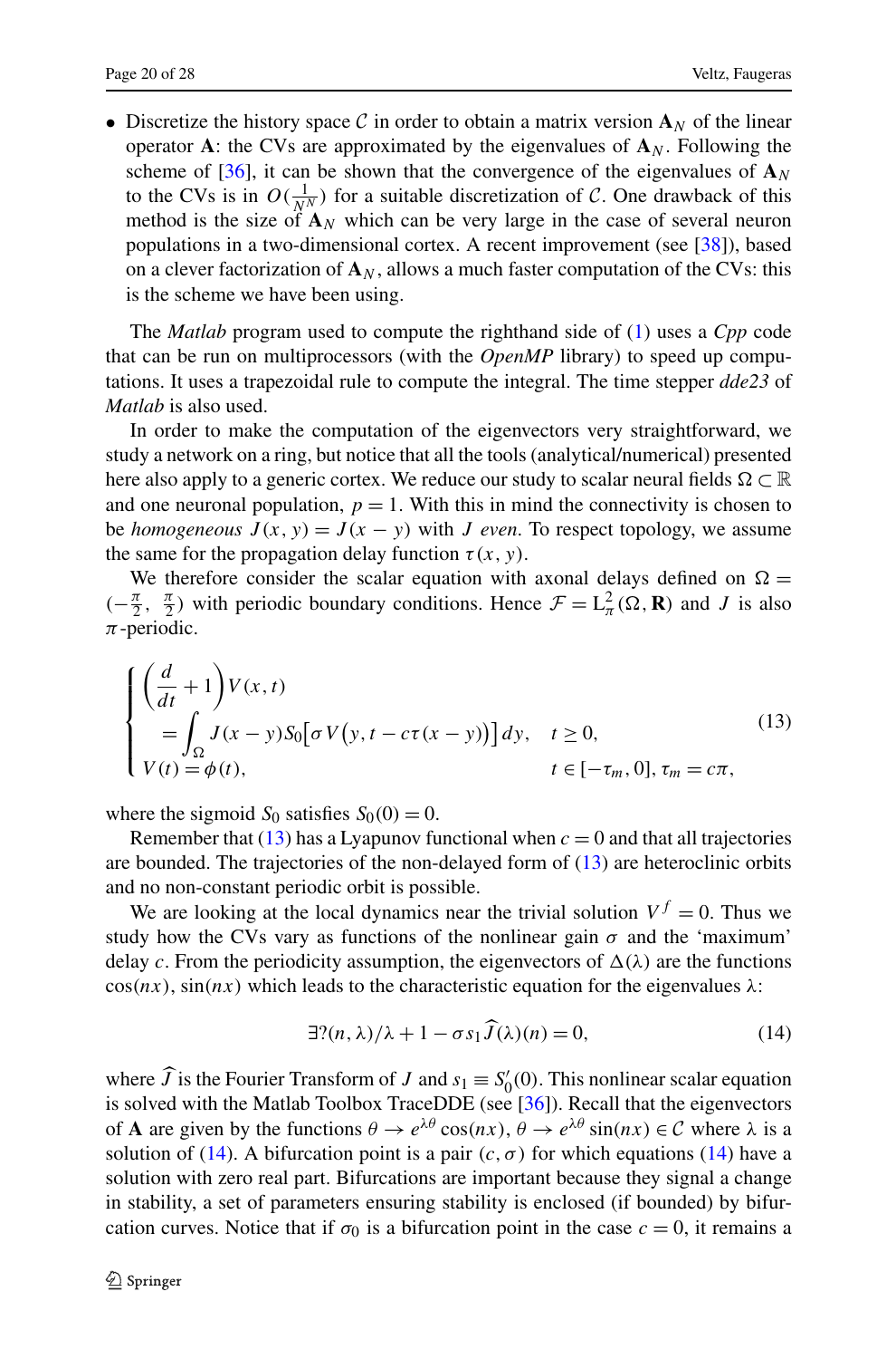- Discretize the history space $\mathcal{C}$ in order to obtain a matrix version $\mathbf{A}_N$ of the linear operator $\mathbf{A}$: the CVs are approximated by the eigenvalues of $\mathbf{A}_N$. Following the scheme of [36], it can be shown that the convergence of the eigenvalues of $\mathbf{A}_N$ to the CVs is in $O(\frac{1}{N^N})$ for a suitable discretization of $\mathcal{C}$. One drawback of this method is the size of $\mathbf{A}_N$ which can be very large in the case of several neuron populations in a two-dimensional cortex. A recent improvement (see [38]), based on a clever factorization of $\mathbf{A}_N$, allows a much faster computation of the CVs: this is the scheme we have been using.

The *Matlab* program used to compute the righthand side of (1) uses a *Cpp* code that can be run on multiprocessors (with the *OpenMP* library) to speed up computations. It uses a trapezoidal rule to compute the integral. The time stepper *dde23* of *Matlab* is also used.

In order to make the computation of the eigenvectors very straightforward, we study a network on a ring, but notice that all the tools (analytical/numerical) presented here also apply to a generic cortex. We reduce our study to scalar neural fields $\Omega \subset \mathbb{R}$ and one neuronal population, $p = 1$. With this in mind the connectivity is chosen to be *homogeneous* $J(x, y) = J(x - y)$ with $J$ *even*. To respect topology, we assume the same for the propagation delay function $\tau(x, y)$.

We therefore consider the scalar equation with axonal delays defined on $\Omega = (-\frac{\pi}{2}, \frac{\pi}{2})$ with periodic boundary conditions. Hence $\mathcal{F} = \mathrm{L}^2_\pi(\Omega, \mathbf{R})$ and $J$ is also $\pi$-periodic.

$$
\begin{cases}
\left(\dfrac{d}{dt} + 1\right) V(x, t) \\
\quad = \displaystyle\int_\Omega J(x - y) S_0\big[\sigma V\big(y, t - c\tau(x - y)\big)\big]\, dy, & t \geq 0, \\
V(t) = \phi(t), & t \in [-\tau_m, 0],\ \tau_m = c\pi,
\end{cases}
\tag{13}
$$

where the sigmoid $S_0$ satisfies $S_0(0) = 0$.

Remember that (13) has a Lyapunov functional when $c = 0$ and that all trajectories are bounded. The trajectories of the non-delayed form of (13) are heteroclinic orbits and no non-constant periodic orbit is possible.

We are looking at the local dynamics near the trivial solution $V^f = 0$. Thus we study how the CVs vary as functions of the nonlinear gain $\sigma$ and the 'maximum' delay $c$. From the periodicity assumption, the eigenvectors of $\Delta(\lambda)$ are the functions $\cos(nx)$, $\sin(nx)$ which leads to the characteristic equation for the eigenvalues $\lambda$:

$$
\exists ?(n, \lambda)/\lambda + 1 - \sigma s_1 \widehat{J}(\lambda)(n) = 0,
\tag{14}
$$

where $\widehat{J}$ is the Fourier Transform of $J$ and $s_1 \equiv S_0'(0)$. This nonlinear scalar equation is solved with the Matlab Toolbox TraceDDE (see [36]). Recall that the eigenvectors of $\mathbf{A}$ are given by the functions $\theta \to e^{\lambda\theta}\cos(nx)$, $\theta \to e^{\lambda\theta}\sin(nx) \in \mathcal{C}$ where $\lambda$ is a solution of (14). A bifurcation point is a pair $(c, \sigma)$ for which equations (14) have a solution with zero real part. Bifurcations are important because they signal a change in stability, a set of parameters ensuring stability is enclosed (if bounded) by bifurcation curves. Notice that if $\sigma_0$ is a bifurcation point in the case $c = 0$, it remains a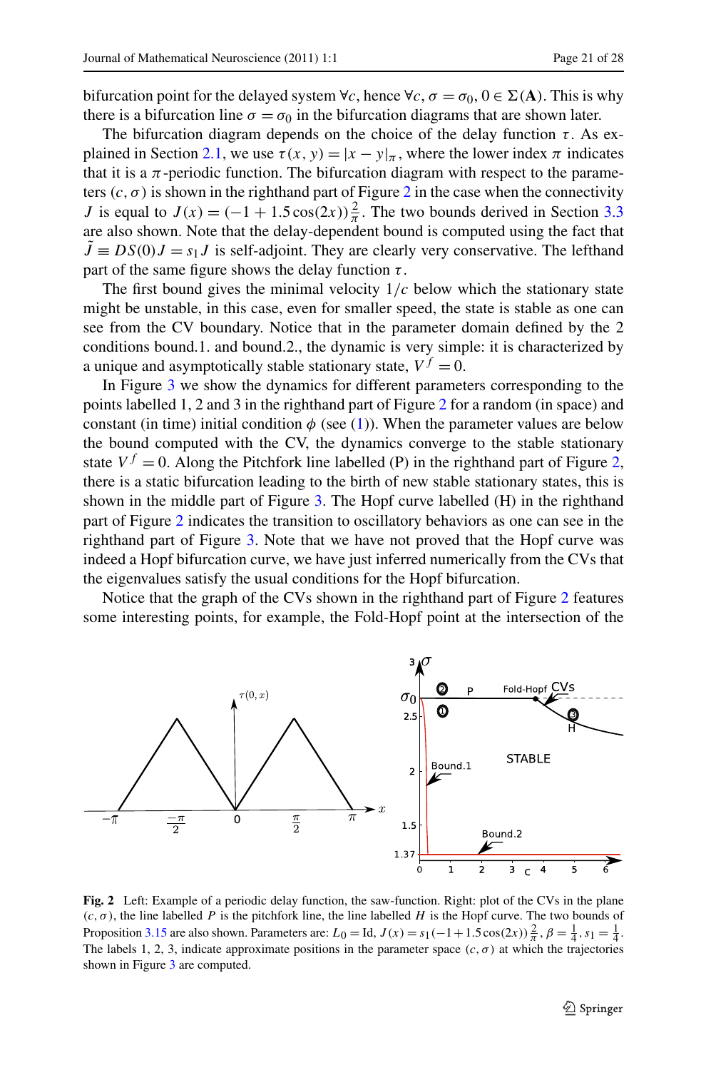bifurcation point for the delayed system $\forall c$, hence $\forall c$, $\sigma = \sigma_0$, $0 \in \Sigma(\mathbf{A})$. This is why there is a bifurcation line $\sigma = \sigma_0$ in the bifurcation diagrams that are shown later.

The bifurcation diagram depends on the choice of the delay function $\tau$. As explained in Section 2.1, we use $\tau(x, y) = |x - y|_\pi$, where the lower index $\pi$ indicates that it is a $\pi$-periodic function. The bifurcation diagram with respect to the parameters $(c, \sigma)$ is shown in the righthand part of Figure 2 in the case when the connectivity $J$ is equal to $J(x) = (-1 + 1.5\cos(2x))\frac{2}{\pi}$. The two bounds derived in Section 3.3 are also shown. Note that the delay-dependent bound is computed using the fact that $\tilde{J} \equiv DS(0)J = s_1 J$ is self-adjoint. They are clearly very conservative. The lefthand part of the same figure shows the delay function $\tau$.

The first bound gives the minimal velocity $1/c$ below which the stationary state might be unstable, in this case, even for smaller speed, the state is stable as one can see from the CV boundary. Notice that in the parameter domain defined by the 2 conditions bound.1. and bound.2., the dynamic is very simple: it is characterized by a unique and asymptotically stable stationary state, $V^f = 0$.

In Figure 3 we show the dynamics for different parameters corresponding to the points labelled 1, 2 and 3 in the righthand part of Figure 2 for a random (in space) and constant (in time) initial condition $\phi$ (see (1)). When the parameter values are below the bound computed with the CV, the dynamics converge to the stable stationary state $V^f = 0$. Along the Pitchfork line labelled (P) in the righthand part of Figure 2, there is a static bifurcation leading to the birth of new stable stationary states, this is shown in the middle part of Figure 3. The Hopf curve labelled (H) in the righthand part of Figure 2 indicates the transition to oscillatory behaviors as one can see in the righthand part of Figure 3. Note that we have not proved that the Hopf curve was indeed a Hopf bifurcation curve, we have just inferred numerically from the CVs that the eigenvalues satisfy the usual conditions for the Hopf bifurcation.

Notice that the graph of the CVs shown in the righthand part of Figure 2 features some interesting points, for example, the Fold-Hopf point at the intersection of the

**Fig. 2** Left: Example of a periodic delay function, the saw-function. Right: plot of the CVs in the plane $(c, \sigma)$, the line labelled $P$ is the pitchfork line, the line labelled $H$ is the Hopf curve. The two bounds of Proposition 3.15 are also shown. Parameters are: $L_0 = \mathrm{Id}$, $J(x) = s_1(-1 + 1.5\cos(2x))\frac{2}{\pi}$, $\beta = \frac{1}{4}$, $s_1 = \frac{1}{4}$. The labels 1, 2, 3, indicate approximate positions in the parameter space $(c, \sigma)$ at which the trajectories shown in Figure 3 are computed.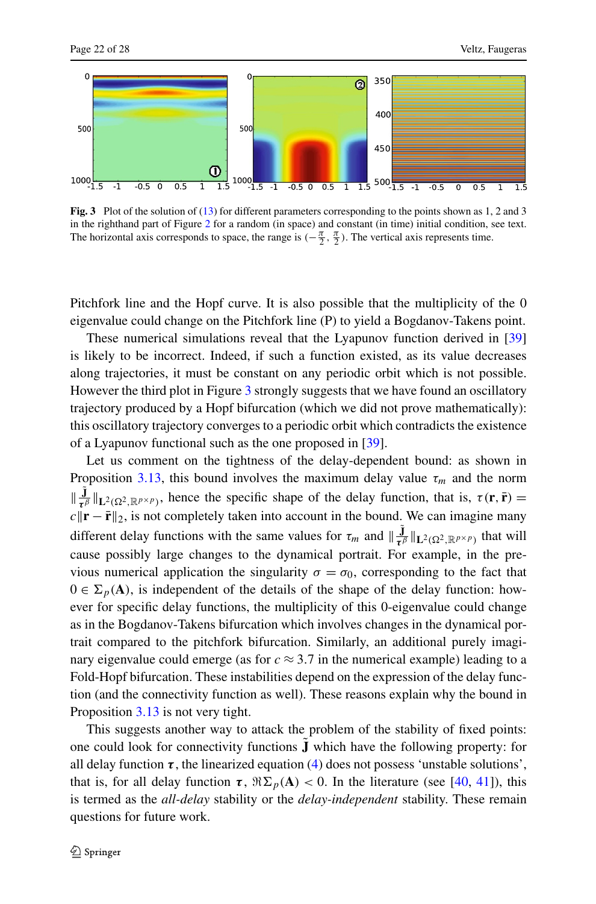**Fig. 3** Plot of the solution of (13) for different parameters corresponding to the points shown as 1, 2 and 3 in the righthand part of Figure 2 for a random (in space) and constant (in time) initial condition, see text. The horizontal axis corresponds to space, the range is $(-\frac{\pi}{2}, \frac{\pi}{2})$. The vertical axis represents time.

Pitchfork line and the Hopf curve. It is also possible that the multiplicity of the 0 eigenvalue could change on the Pitchfork line (P) to yield a Bogdanov-Takens point.

These numerical simulations reveal that the Lyapunov function derived in [39] is likely to be incorrect. Indeed, if such a function existed, as its value decreases along trajectories, it must be constant on any periodic orbit which is not possible. However the third plot in Figure 3 strongly suggests that we have found an oscillatory trajectory produced by a Hopf bifurcation (which we did not prove mathematically): this oscillatory trajectory converges to a periodic orbit which contradicts the existence of a Lyapunov functional such as the one proposed in [39].

Let us comment on the tightness of the delay-dependent bound: as shown in Proposition 3.13, this bound involves the maximum delay value $\tau_m$ and the norm $\|\frac{\tilde{\mathbf{J}}}{\tau^\beta}\|_{\mathbf{L}^2(\Omega^2,\mathbb{R}^{p\times p})}$, hence the specific shape of the delay function, that is, $\tau(\mathbf{r},\bar{\mathbf{r}}) = c\|\mathbf{r}-\bar{\mathbf{r}}\|_2$, is not completely taken into account in the bound. We can imagine many different delay functions with the same values for $\tau_m$ and $\|\frac{\tilde{\mathbf{J}}}{\tau^\beta}\|_{\mathbf{L}^2(\Omega^2,\mathbb{R}^{p\times p})}$ that will cause possibly large changes to the dynamical portrait. For example, in the previous numerical application the singularity $\sigma = \sigma_0$, corresponding to the fact that $0 \in \Sigma_p(\mathbf{A})$, is independent of the details of the shape of the delay function: however for specific delay functions, the multiplicity of this 0-eigenvalue could change as in the Bogdanov-Takens bifurcation which involves changes in the dynamical portrait compared to the pitchfork bifurcation. Similarly, an additional purely imaginary eigenvalue could emerge (as for $c \approx 3.7$ in the numerical example) leading to a Fold-Hopf bifurcation. These instabilities depend on the expression of the delay function (and the connectivity function as well). These reasons explain why the bound in Proposition 3.13 is not very tight.

This suggests another way to attack the problem of the stability of fixed points: one could look for connectivity functions $\tilde{\mathbf{J}}$ which have the following property: for all delay function $\boldsymbol{\tau}$, the linearized equation (4) does not possess 'unstable solutions', that is, for all delay function $\boldsymbol{\tau}$, $\Re\Sigma_p(\mathbf{A}) < 0$. In the literature (see [40, 41]), this is termed as the *all-delay* stability or the *delay-independent* stability. These remain questions for future work.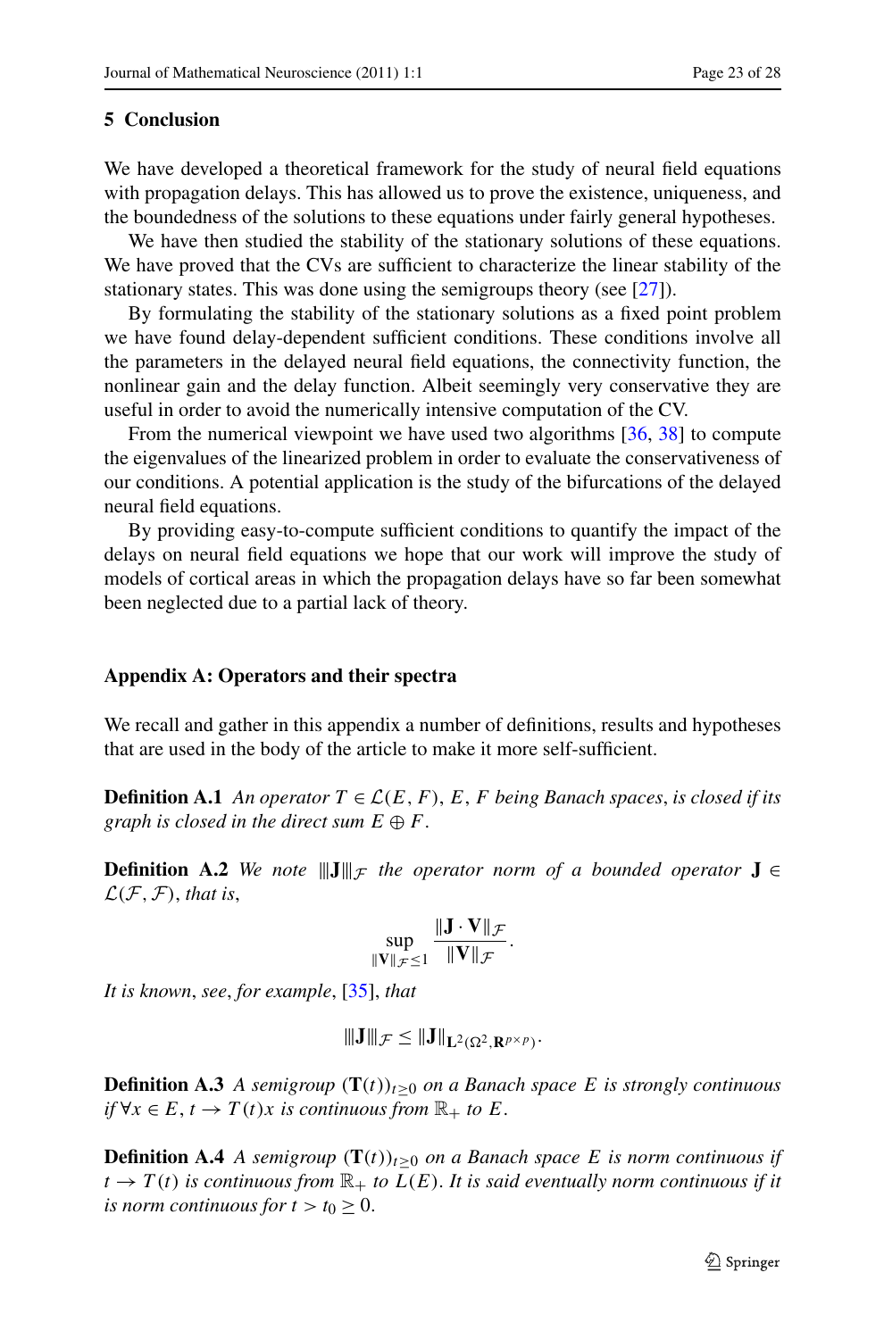## 5 Conclusion

We have developed a theoretical framework for the study of neural field equations with propagation delays. This has allowed us to prove the existence, uniqueness, and the boundedness of the solutions to these equations under fairly general hypotheses.

We have then studied the stability of the stationary solutions of these equations. We have proved that the CVs are sufficient to characterize the linear stability of the stationary states. This was done using the semigroups theory (see [27]).

By formulating the stability of the stationary solutions as a fixed point problem we have found delay-dependent sufficient conditions. These conditions involve all the parameters in the delayed neural field equations, the connectivity function, the nonlinear gain and the delay function. Albeit seemingly very conservative they are useful in order to avoid the numerically intensive computation of the CV.

From the numerical viewpoint we have used two algorithms [36, 38] to compute the eigenvalues of the linearized problem in order to evaluate the conservativeness of our conditions. A potential application is the study of the bifurcations of the delayed neural field equations.

By providing easy-to-compute sufficient conditions to quantify the impact of the delays on neural field equations we hope that our work will improve the study of models of cortical areas in which the propagation delays have so far been somewhat been neglected due to a partial lack of theory.

## Appendix A: Operators and their spectra

We recall and gather in this appendix a number of definitions, results and hypotheses that are used in the body of the article to make it more self-sufficient.

**Definition A.1** *An operator $T \in \mathcal{L}(E, F)$, $E$, $F$ being Banach spaces, is closed if its graph is closed in the direct sum $E \oplus F$.*

**Definition A.2** *We note $|||\mathbf{J}|||_{\mathcal{F}}$ the operator norm of a bounded operator $\mathbf{J} \in \mathcal{L}(\mathcal{F}, \mathcal{F})$, that is,*

$$\sup_{\|\mathbf{V}\|_{\mathcal{F}} \leq 1} \frac{\|\mathbf{J} \cdot \mathbf{V}\|_{\mathcal{F}}}{\|\mathbf{V}\|_{\mathcal{F}}}.$$

*It is known, see, for example, [35], that*

$$|||\mathbf{J}|||_{\mathcal{F}} \leq \|\mathbf{J}\|_{\mathbf{L}^2(\Omega^2, \mathbf{R}^{p \times p})}.$$

**Definition A.3** *A semigroup $(\mathbf{T}(t))_{t \geq 0}$ on a Banach space $E$ is strongly continuous if $\forall x \in E$, $t \to T(t)x$ is continuous from $\mathbb{R}_+$ to $E$.*

**Definition A.4** *A semigroup $(\mathbf{T}(t))_{t \geq 0}$ on a Banach space $E$ is norm continuous if $t \to T(t)$ is continuous from $\mathbb{R}_+$ to $L(E)$. It is said eventually norm continuous if it is norm continuous for $t > t_0 \geq 0$.*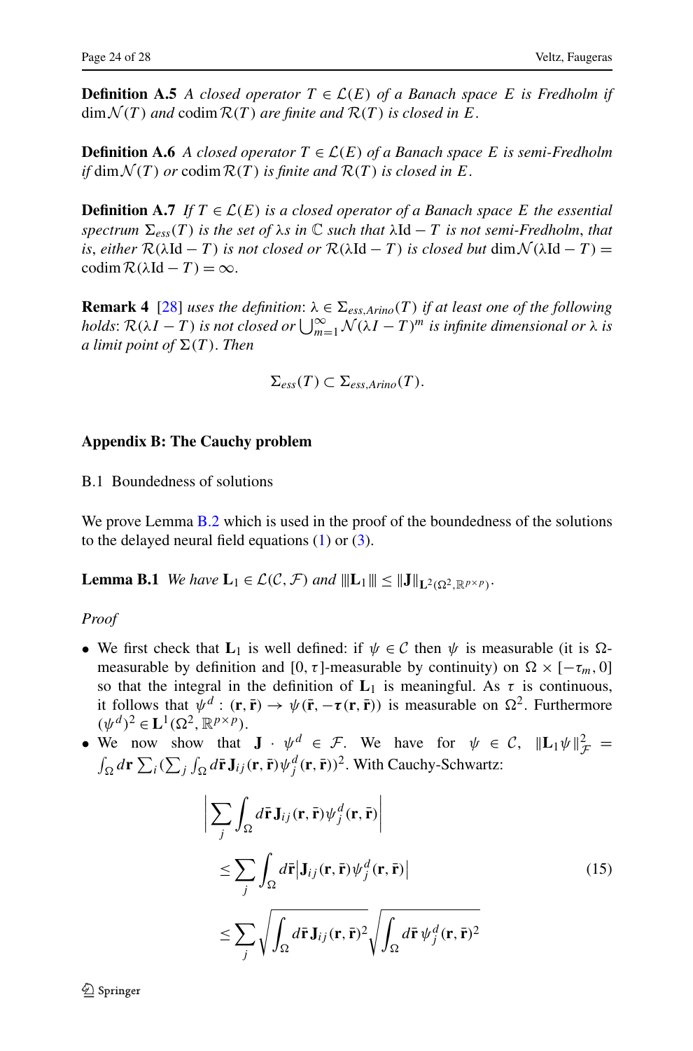**Definition A.5** *A closed operator $T \in \mathcal{L}(E)$ of a Banach space $E$ is Fredholm if* $\dim \mathcal{N}(T)$ *and* $\operatorname{codim} \mathcal{R}(T)$ *are finite and* $\mathcal{R}(T)$ *is closed in* $E$.

**Definition A.6** *A closed operator $T \in \mathcal{L}(E)$ of a Banach space $E$ is semi-Fredholm if* $\dim \mathcal{N}(T)$ *or* $\operatorname{codim} \mathcal{R}(T)$ *is finite and* $\mathcal{R}(T)$ *is closed in* $E$.

**Definition A.7** *If $T \in \mathcal{L}(E)$ is a closed operator of a Banach space $E$ the essential spectrum $\Sigma_{ess}(T)$ is the set of $\lambda$s in $\mathbb{C}$ such that $\lambda \mathrm{Id} - T$ is not semi-Fredholm, that is, either $\mathcal{R}(\lambda \mathrm{Id} - T)$ is not closed or $\mathcal{R}(\lambda \mathrm{Id} - T)$ is closed but $\dim \mathcal{N}(\lambda \mathrm{Id} - T) = \operatorname{codim} \mathcal{R}(\lambda \mathrm{Id} - T) = \infty$.*

**Remark 4** [28] *uses the definition: $\lambda \in \Sigma_{ess,Arino}(T)$ if at least one of the following holds: $\mathcal{R}(\lambda I - T)$ is not closed or $\bigcup_{m=1}^{\infty} \mathcal{N}(\lambda I - T)^m$ is infinite dimensional or $\lambda$ is a limit point of $\Sigma(T)$. Then*

$$\Sigma_{ess}(T) \subset \Sigma_{ess,Arino}(T).$$

## Appendix B: The Cauchy problem

### B.1 Boundedness of solutions

We prove Lemma B.2 which is used in the proof of the boundedness of the solutions to the delayed neural field equations (1) or (3).

**Lemma B.1** *We have $\mathbf{L}_1 \in \mathcal{L}(\mathcal{C}, \mathcal{F})$ and $|||\mathbf{L}_1||| \leq \|\mathbf{J}\|_{\mathbf{L}^2(\Omega^2, \mathbb{R}^{p \times p})}$.*

*Proof*

- We first check that $\mathbf{L}_1$ is well defined: if $\psi \in \mathcal{C}$ then $\psi$ is measurable (it is $\Omega$-measurable by definition and $[0, \tau]$-measurable by continuity) on $\Omega \times [-\tau_m, 0]$ so that the integral in the definition of $\mathbf{L}_1$ is meaningful. As $\tau$ is continuous, it follows that $\psi^d : (\mathbf{r}, \bar{\mathbf{r}}) \to \psi(\bar{\mathbf{r}}, -\boldsymbol{\tau}(\mathbf{r}, \bar{\mathbf{r}}))$ is measurable on $\Omega^2$. Furthermore $(\psi^d)^2 \in \mathbf{L}^1(\Omega^2, \mathbb{R}^{p \times p})$.
- We now show that $\mathbf{J} \cdot \psi^d \in \mathcal{F}$. We have for $\psi \in \mathcal{C}$, $\|\mathbf{L}_1 \psi\|_{\mathcal{F}}^2 = \int_\Omega d\mathbf{r} \sum_i (\sum_j \int_\Omega d\bar{\mathbf{r}} \, \mathbf{J}_{ij}(\mathbf{r}, \bar{\mathbf{r}}) \psi_j^d(\mathbf{r}, \bar{\mathbf{r}}))^2$. With Cauchy-Schwartz:

$$\begin{aligned}
&\left| \sum_j \int_\Omega d\bar{\mathbf{r}} \, \mathbf{J}_{ij}(\mathbf{r}, \bar{\mathbf{r}}) \psi_j^d(\mathbf{r}, \bar{\mathbf{r}}) \right| \\
&\quad \leq \sum_j \int_\Omega d\bar{\mathbf{r}} \left| \mathbf{J}_{ij}(\mathbf{r}, \bar{\mathbf{r}}) \psi_j^d(\mathbf{r}, \bar{\mathbf{r}}) \right| \\
&\quad \leq \sum_j \sqrt{\int_\Omega d\bar{\mathbf{r}} \, \mathbf{J}_{ij}(\mathbf{r}, \bar{\mathbf{r}})^2} \sqrt{\int_\Omega d\bar{\mathbf{r}} \, \psi_j^d(\mathbf{r}, \bar{\mathbf{r}})^2}
\end{aligned} \tag{15}$$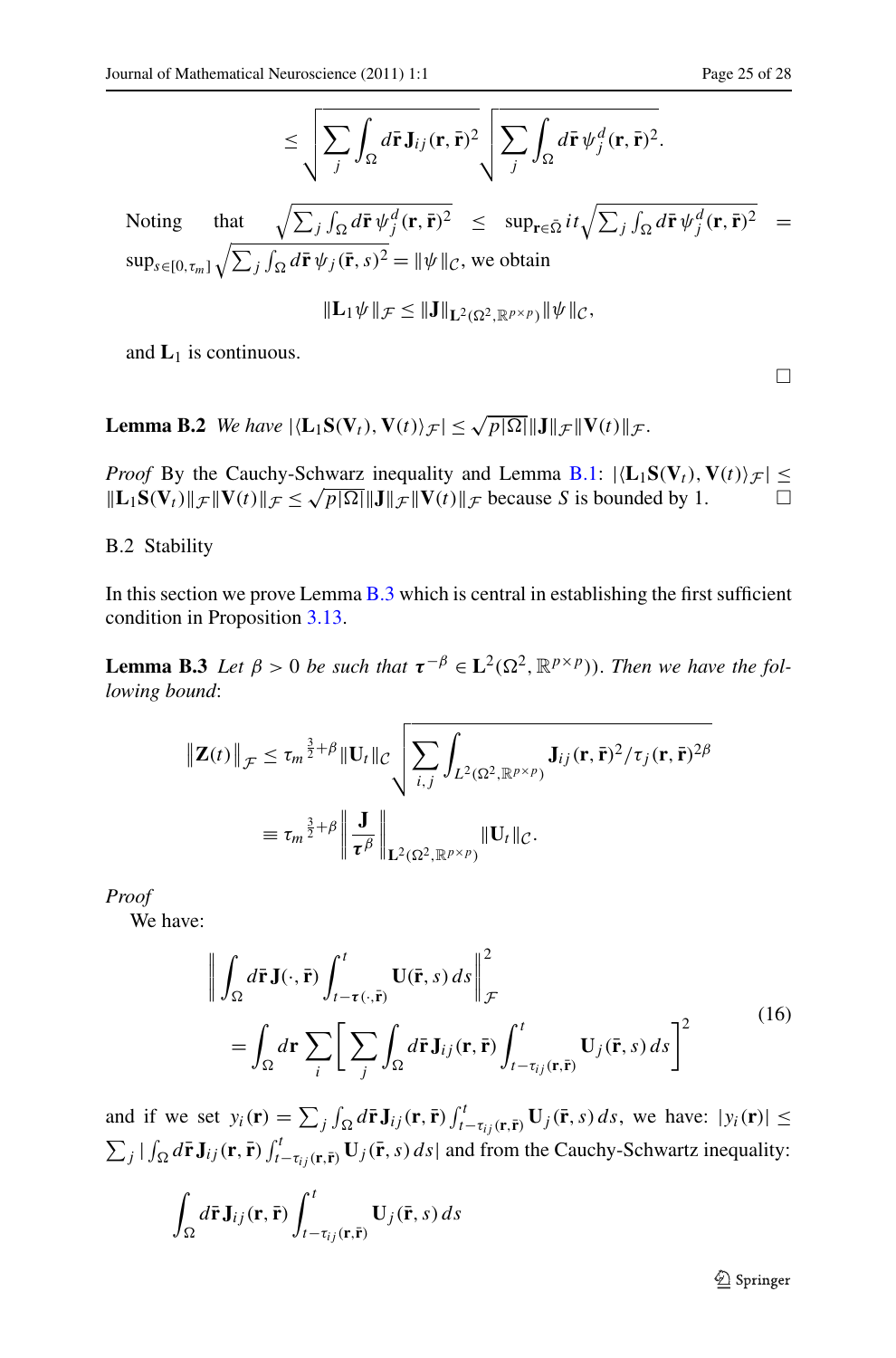$$\leq \sqrt{\sum_j \int_\Omega d\bar{\mathbf{r}}\, \mathbf{J}_{ij}(\mathbf{r},\bar{\mathbf{r}})^2} \sqrt{\sum_j \int_\Omega d\bar{\mathbf{r}}\, \psi_j^d(\mathbf{r},\bar{\mathbf{r}})^2}.$$

Noting that $\sqrt{\sum_j \int_\Omega d\bar{\mathbf{r}}\, \psi_j^d(\mathbf{r},\bar{\mathbf{r}})^2} \leq \sup_{\mathbf{r}\in\bar{\Omega}} it \sqrt{\sum_j \int_\Omega d\bar{\mathbf{r}}\, \psi_j^d(\mathbf{r},\bar{\mathbf{r}})^2} = \sup_{s\in[0,\tau_m]} \sqrt{\sum_j \int_\Omega d\bar{\mathbf{r}}\, \psi_j(\bar{\mathbf{r}},s)^2} = \|\psi\|_{\mathcal{C}}$, we obtain

$$\|\mathbf{L}_1\psi\|_{\mathcal{F}} \leq \|\mathbf{J}\|_{\mathbf{L}^2(\Omega^2,\mathbb{R}^{p\times p})}\|\psi\|_{\mathcal{C}},$$

and $\mathbf{L}_1$ is continuous. □

**Lemma B.2** *We have* $|\langle \mathbf{L}_1\mathbf{S}(\mathbf{V}_t), \mathbf{V}(t)\rangle_{\mathcal{F}}| \leq \sqrt{p|\Omega|}\|\mathbf{J}\|_{\mathcal{F}}\|\mathbf{V}(t)\|_{\mathcal{F}}$.

*Proof* By the Cauchy-Schwarz inequality and Lemma B.1: $|\langle \mathbf{L}_1\mathbf{S}(\mathbf{V}_t), \mathbf{V}(t)\rangle_{\mathcal{F}}| \leq \|\mathbf{L}_1\mathbf{S}(\mathbf{V}_t)\|_{\mathcal{F}}\|\mathbf{V}(t)\|_{\mathcal{F}} \leq \sqrt{p|\Omega|}\|\mathbf{J}\|_{\mathcal{F}}\|\mathbf{V}(t)\|_{\mathcal{F}}$ because $S$ is bounded by 1. □

B.2 Stability

In this section we prove Lemma B.3 which is central in establishing the first sufficient condition in Proposition 3.13.

**Lemma B.3** *Let* $\beta > 0$ *be such that* $\boldsymbol{\tau}^{-\beta} \in \mathbf{L}^2(\Omega^2, \mathbb{R}^{p\times p}))$. *Then we have the following bound*:

$$\left\|\mathbf{Z}(t)\right\|_{\mathcal{F}} \leq {\tau_m}^{\frac{3}{2}+\beta}\|\mathbf{U}_t\|_{\mathcal{C}} \sqrt{\sum_{i,j}\int_{L^2(\Omega^2,\mathbb{R}^{p\times p})} \mathbf{J}_{ij}(\mathbf{r},\bar{\mathbf{r}})^2/\tau_j(\mathbf{r},\bar{\mathbf{r}})^{2\beta}}$$

$$\equiv {\tau_m}^{\frac{3}{2}+\beta}\left\|\frac{\mathbf{J}}{\boldsymbol{\tau}^\beta}\right\|_{\mathbf{L}^2(\Omega^2,\mathbb{R}^{p\times p})}\|\mathbf{U}_t\|_{\mathcal{C}}.$$

*Proof*

We have:

$$\begin{aligned}
&\left\|\int_\Omega d\bar{\mathbf{r}}\, \mathbf{J}(\cdot,\bar{\mathbf{r}}) \int_{t-\boldsymbol{\tau}(\cdot,\bar{\mathbf{r}})}^t \mathbf{U}(\bar{\mathbf{r}},s)\, ds\right\|_{\mathcal{F}}^2 \\
&\quad = \int_\Omega d\mathbf{r} \sum_i \left[\sum_j \int_\Omega d\bar{\mathbf{r}}\, \mathbf{J}_{ij}(\mathbf{r},\bar{\mathbf{r}}) \int_{t-\tau_{ij}(\mathbf{r},\bar{\mathbf{r}})}^t \mathbf{U}_j(\bar{\mathbf{r}},s)\, ds\right]^2
\end{aligned} \tag{16}$$

and if we set $y_i(\mathbf{r}) = \sum_j \int_\Omega d\bar{\mathbf{r}}\, \mathbf{J}_{ij}(\mathbf{r},\bar{\mathbf{r}}) \int_{t-\tau_{ij}(\mathbf{r},\bar{\mathbf{r}})}^t \mathbf{U}_j(\bar{\mathbf{r}},s)\, ds$, we have: $|y_i(\mathbf{r})| \leq \sum_j |\int_\Omega d\bar{\mathbf{r}}\, \mathbf{J}_{ij}(\mathbf{r},\bar{\mathbf{r}}) \int_{t-\tau_{ij}(\mathbf{r},\bar{\mathbf{r}})}^t \mathbf{U}_j(\bar{\mathbf{r}},s)\, ds|$ and from the Cauchy-Schwartz inequality:

$$\int_\Omega d\bar{\mathbf{r}}\, \mathbf{J}_{ij}(\mathbf{r},\bar{\mathbf{r}}) \int_{t-\tau_{ij}(\mathbf{r},\bar{\mathbf{r}})}^t \mathbf{U}_j(\bar{\mathbf{r}},s)\, ds$$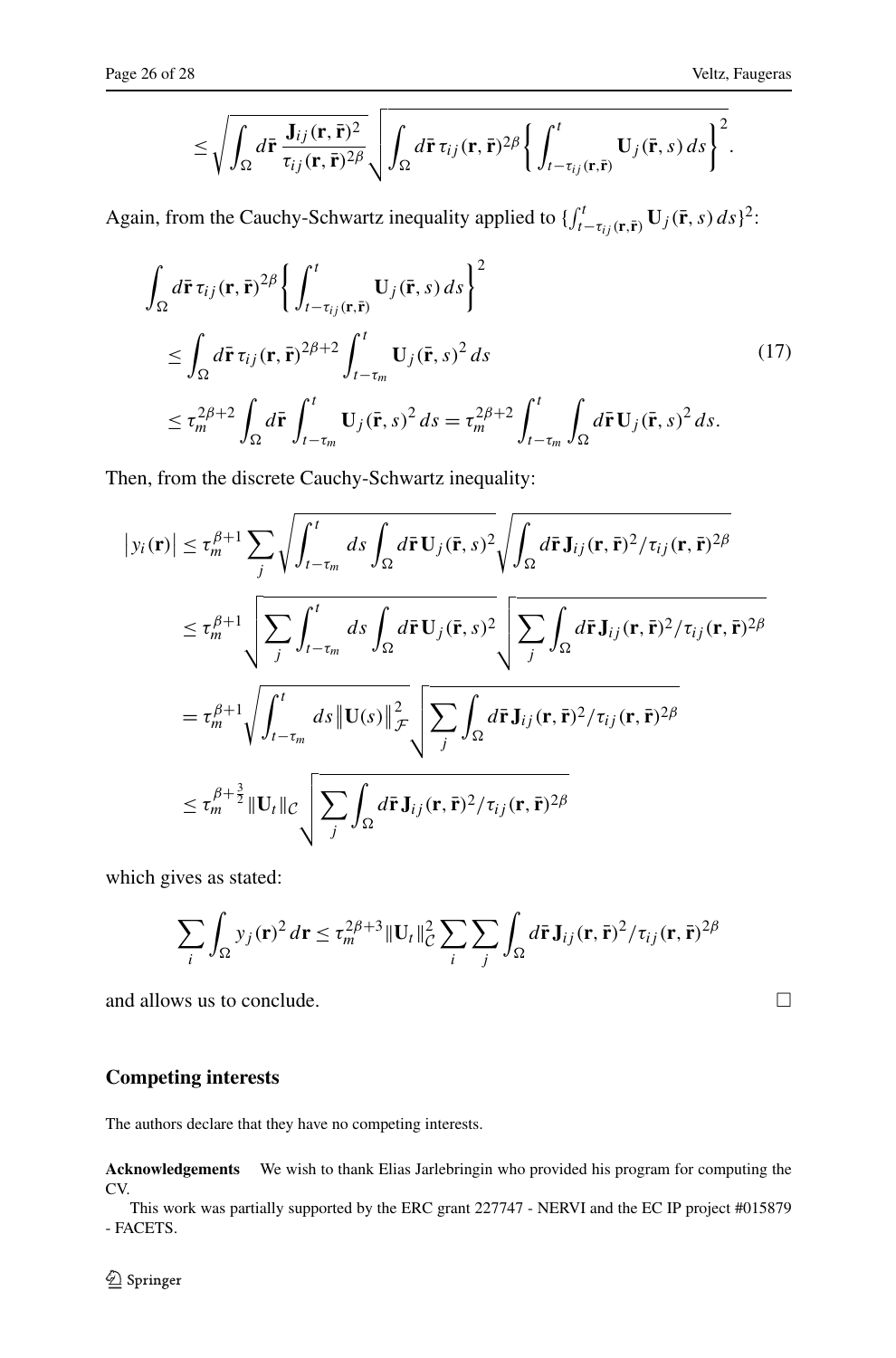$$
\leq \sqrt{\int_\Omega d\bar{\mathbf{r}} \frac{\mathbf{J}_{ij}(\mathbf{r},\bar{\mathbf{r}})^2}{\tau_{ij}(\mathbf{r},\bar{\mathbf{r}})^{2\beta}}} \sqrt{\int_\Omega d\bar{\mathbf{r}}\, \tau_{ij}(\mathbf{r},\bar{\mathbf{r}})^{2\beta} \left\{ \int_{t-\tau_{ij}(\mathbf{r},\bar{\mathbf{r}})}^{t} \mathbf{U}_j(\bar{\mathbf{r}},s)\, ds \right\}^2}.
$$

Again, from the Cauchy-Schwartz inequality applied to $\{\int_{t-\tau_{ij}(\mathbf{r},\bar{\mathbf{r}})}^{t} \mathbf{U}_j(\bar{\mathbf{r}},s)\, ds\}^2$:

$$
\begin{aligned}
&\int_\Omega d\bar{\mathbf{r}}\, \tau_{ij}(\mathbf{r},\bar{\mathbf{r}})^{2\beta} \left\{ \int_{t-\tau_{ij}(\mathbf{r},\bar{\mathbf{r}})}^{t} \mathbf{U}_j(\bar{\mathbf{r}},s)\, ds \right\}^2 \\
&\quad \leq \int_\Omega d\bar{\mathbf{r}}\, \tau_{ij}(\mathbf{r},\bar{\mathbf{r}})^{2\beta+2} \int_{t-\tau_m}^{t} \mathbf{U}_j(\bar{\mathbf{r}},s)^2\, ds \\
&\quad \leq \tau_m^{2\beta+2} \int_\Omega d\bar{\mathbf{r}} \int_{t-\tau_m}^{t} \mathbf{U}_j(\bar{\mathbf{r}},s)^2\, ds = \tau_m^{2\beta+2} \int_{t-\tau_m}^{t} \int_\Omega d\bar{\mathbf{r}}\, \mathbf{U}_j(\bar{\mathbf{r}},s)^2\, ds.
\end{aligned}
\tag{17}
$$

Then, from the discrete Cauchy-Schwartz inequality:

$$
\begin{aligned}
\left|y_i(\mathbf{r})\right| &\leq \tau_m^{\beta+1} \sum_j \sqrt{\int_{t-\tau_m}^{t} ds \int_\Omega d\bar{\mathbf{r}}\, \mathbf{U}_j(\bar{\mathbf{r}},s)^2} \sqrt{\int_\Omega d\bar{\mathbf{r}}\, \mathbf{J}_{ij}(\mathbf{r},\bar{\mathbf{r}})^2 / \tau_{ij}(\mathbf{r},\bar{\mathbf{r}})^{2\beta}} \\
&\leq \tau_m^{\beta+1} \sqrt{\sum_j \int_{t-\tau_m}^{t} ds \int_\Omega d\bar{\mathbf{r}}\, \mathbf{U}_j(\bar{\mathbf{r}},s)^2} \sqrt{\sum_j \int_\Omega d\bar{\mathbf{r}}\, \mathbf{J}_{ij}(\mathbf{r},\bar{\mathbf{r}})^2 / \tau_{ij}(\mathbf{r},\bar{\mathbf{r}})^{2\beta}} \\
&= \tau_m^{\beta+1} \sqrt{\int_{t-\tau_m}^{t} ds \left\|\mathbf{U}(s)\right\|_{\mathcal{F}}^2} \sqrt{\sum_j \int_\Omega d\bar{\mathbf{r}}\, \mathbf{J}_{ij}(\mathbf{r},\bar{\mathbf{r}})^2 / \tau_{ij}(\mathbf{r},\bar{\mathbf{r}})^{2\beta}} \\
&\leq \tau_m^{\beta+\frac{3}{2}} \|\mathbf{U}_t\|_{\mathcal{C}} \sqrt{\sum_j \int_\Omega d\bar{\mathbf{r}}\, \mathbf{J}_{ij}(\mathbf{r},\bar{\mathbf{r}})^2 / \tau_{ij}(\mathbf{r},\bar{\mathbf{r}})^{2\beta}}
\end{aligned}
$$

which gives as stated:

$$
\sum_i \int_\Omega y_j(\mathbf{r})^2\, d\mathbf{r} \leq \tau_m^{2\beta+3} \|\mathbf{U}_t\|_{\mathcal{C}}^2 \sum_i \sum_j \int_\Omega d\bar{\mathbf{r}}\, \mathbf{J}_{ij}(\mathbf{r},\bar{\mathbf{r}})^2 / \tau_{ij}(\mathbf{r},\bar{\mathbf{r}})^{2\beta}
$$

and allows us to conclude. □

## Competing interests

The authors declare that they have no competing interests.

**Acknowledgements** We wish to thank Elias Jarlebringin who provided his program for computing the CV.

This work was partially supported by the ERC grant 227747 - NERVI and the EC IP project #015879 - FACETS.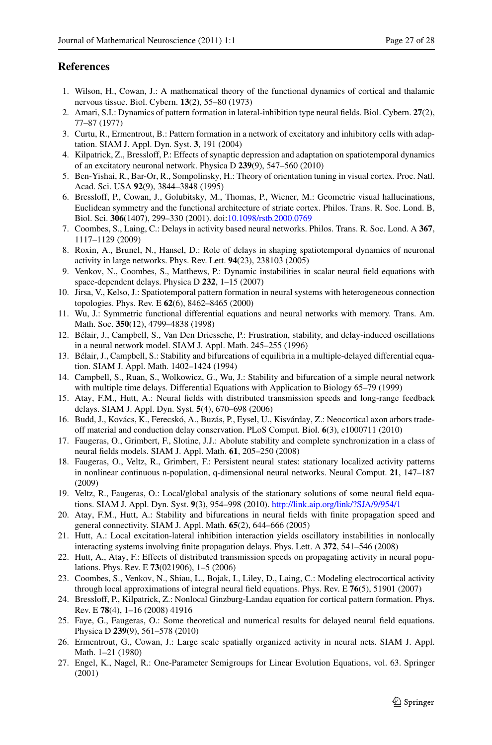## References

1. Wilson, H., Cowan, J.: A mathematical theory of the functional dynamics of cortical and thalamic nervous tissue. Biol. Cybern. **13**(2), 55–80 (1973)
2. Amari, S.I.: Dynamics of pattern formation in lateral-inhibition type neural fields. Biol. Cybern. **27**(2), 77–87 (1977)
3. Curtu, R., Ermentrout, B.: Pattern formation in a network of excitatory and inhibitory cells with adaptation. SIAM J. Appl. Dyn. Syst. **3**, 191 (2004)
4. Kilpatrick, Z., Bressloff, P.: Effects of synaptic depression and adaptation on spatiotemporal dynamics of an excitatory neuronal network. Physica D **239**(9), 547–560 (2010)
5. Ben-Yishai, R., Bar-Or, R., Sompolinsky, H.: Theory of orientation tuning in visual cortex. Proc. Natl. Acad. Sci. USA **92**(9), 3844–3848 (1995)
6. Bressloff, P., Cowan, J., Golubitsky, M., Thomas, P., Wiener, M.: Geometric visual hallucinations, Euclidean symmetry and the functional architecture of striate cortex. Philos. Trans. R. Soc. Lond. B, Biol. Sci. **306**(1407), 299–330 (2001). doi:10.1098/rstb.2000.0769
7. Coombes, S., Laing, C.: Delays in activity based neural networks. Philos. Trans. R. Soc. Lond. A **367**, 1117–1129 (2009)
8. Roxin, A., Brunel, N., Hansel, D.: Role of delays in shaping spatiotemporal dynamics of neuronal activity in large networks. Phys. Rev. Lett. **94**(23), 238103 (2005)
9. Venkov, N., Coombes, S., Matthews, P.: Dynamic instabilities in scalar neural field equations with space-dependent delays. Physica D **232**, 1–15 (2007)
10. Jirsa, V., Kelso, J.: Spatiotemporal pattern formation in neural systems with heterogeneous connection topologies. Phys. Rev. E **62**(6), 8462–8465 (2000)
11. Wu, J.: Symmetric functional differential equations and neural networks with memory. Trans. Am. Math. Soc. **350**(12), 4799–4838 (1998)
12. Bélair, J., Campbell, S., Van Den Driessche, P.: Frustration, stability, and delay-induced oscillations in a neural network model. SIAM J. Appl. Math. 245–255 (1996)
13. Bélair, J., Campbell, S.: Stability and bifurcations of equilibria in a multiple-delayed differential equation. SIAM J. Appl. Math. 1402–1424 (1994)
14. Campbell, S., Ruan, S., Wolkowicz, G., Wu, J.: Stability and bifurcation of a simple neural network with multiple time delays. Differential Equations with Application to Biology 65–79 (1999)
15. Atay, F.M., Hutt, A.: Neural fields with distributed transmission speeds and long-range feedback delays. SIAM J. Appl. Dyn. Syst. **5**(4), 670–698 (2006)
16. Budd, J., Kovács, K., Ferecskó, A., Buzás, P., Eysel, U., Kisvárday, Z.: Neocortical axon arbors trade-off material and conduction delay conservation. PLoS Comput. Biol. **6**(3), e1000711 (2010)
17. Faugeras, O., Grimbert, F., Slotine, J.J.: Abolute stability and complete synchronization in a class of neural fields models. SIAM J. Appl. Math. **61**, 205–250 (2008)
18. Faugeras, O., Veltz, R., Grimbert, F.: Persistent neural states: stationary localized activity patterns in nonlinear continuous n-population, q-dimensional neural networks. Neural Comput. **21**, 147–187 (2009)
19. Veltz, R., Faugeras, O.: Local/global analysis of the stationary solutions of some neural field equations. SIAM J. Appl. Dyn. Syst. **9**(3), 954–998 (2010). http://link.aip.org/link/?SJA/9/954/1
20. Atay, F.M., Hutt, A.: Stability and bifurcations in neural fields with finite propagation speed and general connectivity. SIAM J. Appl. Math. **65**(2), 644–666 (2005)
21. Hutt, A.: Local excitation-lateral inhibition interaction yields oscillatory instabilities in nonlocally interacting systems involving finite propagation delays. Phys. Lett. A **372**, 541–546 (2008)
22. Hutt, A., Atay, F.: Effects of distributed transmission speeds on propagating activity in neural populations. Phys. Rev. E **73**(021906), 1–5 (2006)
23. Coombes, S., Venkov, N., Shiau, L., Bojak, I., Liley, D., Laing, C.: Modeling electrocortical activity through local approximations of integral neural field equations. Phys. Rev. E **76**(5), 51901 (2007)
24. Bressloff, P., Kilpatrick, Z.: Nonlocal Ginzburg-Landau equation for cortical pattern formation. Phys. Rev. E **78**(4), 1–16 (2008) 41916
25. Faye, G., Faugeras, O.: Some theoretical and numerical results for delayed neural field equations. Physica D **239**(9), 561–578 (2010)
26. Ermentrout, G., Cowan, J.: Large scale spatially organized activity in neural nets. SIAM J. Appl. Math. 1–21 (1980)
27. Engel, K., Nagel, R.: One-Parameter Semigroups for Linear Evolution Equations, vol. 63. Springer (2001)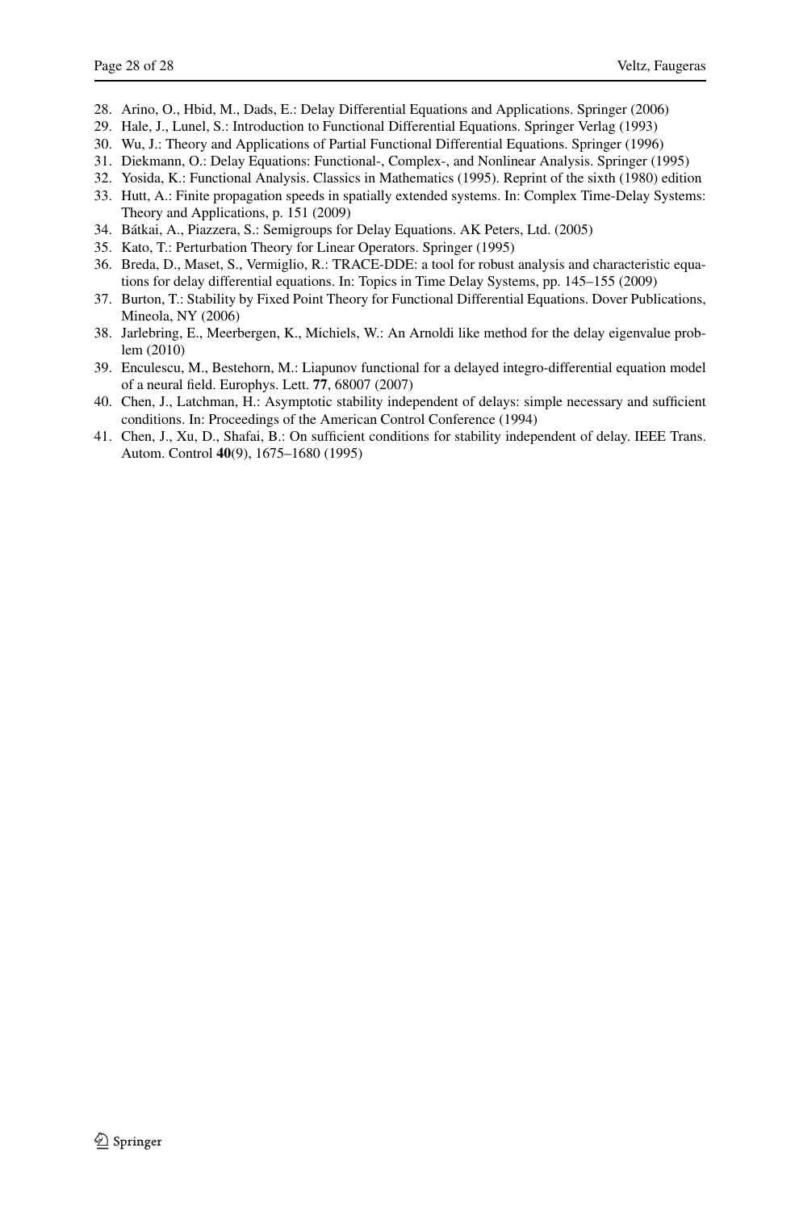28. Arino, O., Hbid, M., Dads, E.: Delay Differential Equations and Applications. Springer (2006)
29. Hale, J., Lunel, S.: Introduction to Functional Differential Equations. Springer Verlag (1993)
30. Wu, J.: Theory and Applications of Partial Functional Differential Equations. Springer (1996)
31. Diekmann, O.: Delay Equations: Functional-, Complex-, and Nonlinear Analysis. Springer (1995)
32. Yosida, K.: Functional Analysis. Classics in Mathematics (1995). Reprint of the sixth (1980) edition
33. Hutt, A.: Finite propagation speeds in spatially extended systems. In: Complex Time-Delay Systems: Theory and Applications, p. 151 (2009)
34. Bátkai, A., Piazzera, S.: Semigroups for Delay Equations. AK Peters, Ltd. (2005)
35. Kato, T.: Perturbation Theory for Linear Operators. Springer (1995)
36. Breda, D., Maset, S., Vermiglio, R.: TRACE-DDE: a tool for robust analysis and characteristic equations for delay differential equations. In: Topics in Time Delay Systems, pp. 145–155 (2009)
37. Burton, T.: Stability by Fixed Point Theory for Functional Differential Equations. Dover Publications, Mineola, NY (2006)
38. Jarlebring, E., Meerbergen, K., Michiels, W.: An Arnoldi like method for the delay eigenvalue problem (2010)
39. Enculescu, M., Bestehorn, M.: Liapunov functional for a delayed integro-differential equation model of a neural field. Europhys. Lett. **77**, 68007 (2007)
40. Chen, J., Latchman, H.: Asymptotic stability independent of delays: simple necessary and sufficient conditions. In: Proceedings of the American Control Conference (1994)
41. Chen, J., Xu, D., Shafai, B.: On sufficient conditions for stability independent of delay. IEEE Trans. Autom. Control **40**(9), 1675–1680 (1995)